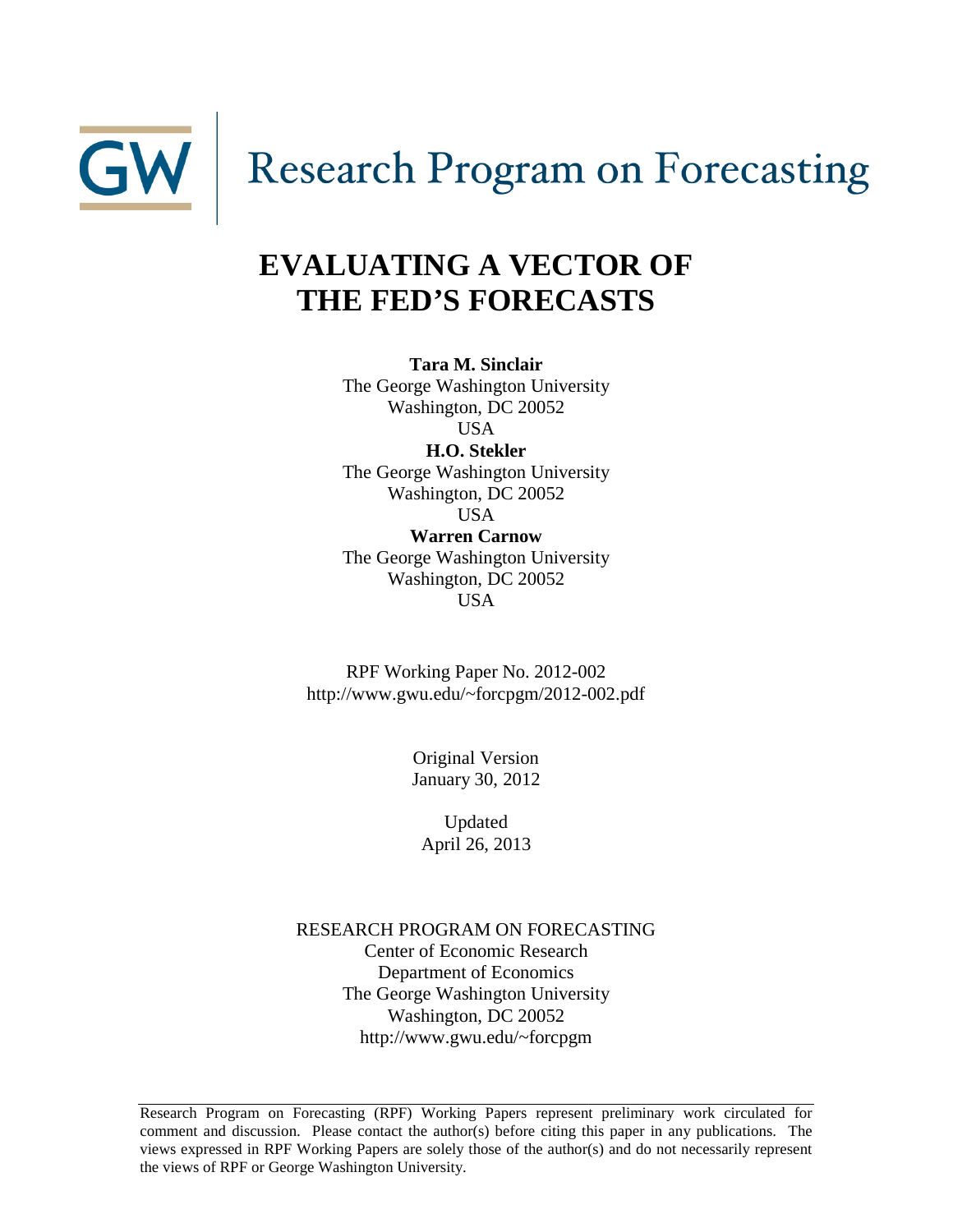GW | Research Program on Forecasting

# EVALUATING A VECTOR OF THE FED'S FORECASTS

**Tara M. Sinclair**
The George Washington University
Washington, DC 20052
USA

**H.O. Stekler**
The George Washington University
Washington, DC 20052
USA

**Warren Carnow**
The George Washington University
Washington, DC 20052
USA

RPF Working Paper No. 2012-002
http://www.gwu.edu/~forcpgm/2012-002.pdf

Original Version
January 30, 2012

Updated
April 26, 2013

RESEARCH PROGRAM ON FORECASTING
Center of Economic Research
Department of Economics
The George Washington University
Washington, DC 20052
http://www.gwu.edu/~forcpgm

---

Research Program on Forecasting (RPF) Working Papers represent preliminary work circulated for comment and discussion. Please contact the author(s) before citing this paper in any publications. The views expressed in RPF Working Papers are solely those of the author(s) and do not necessarily represent the views of RPF or George Washington University.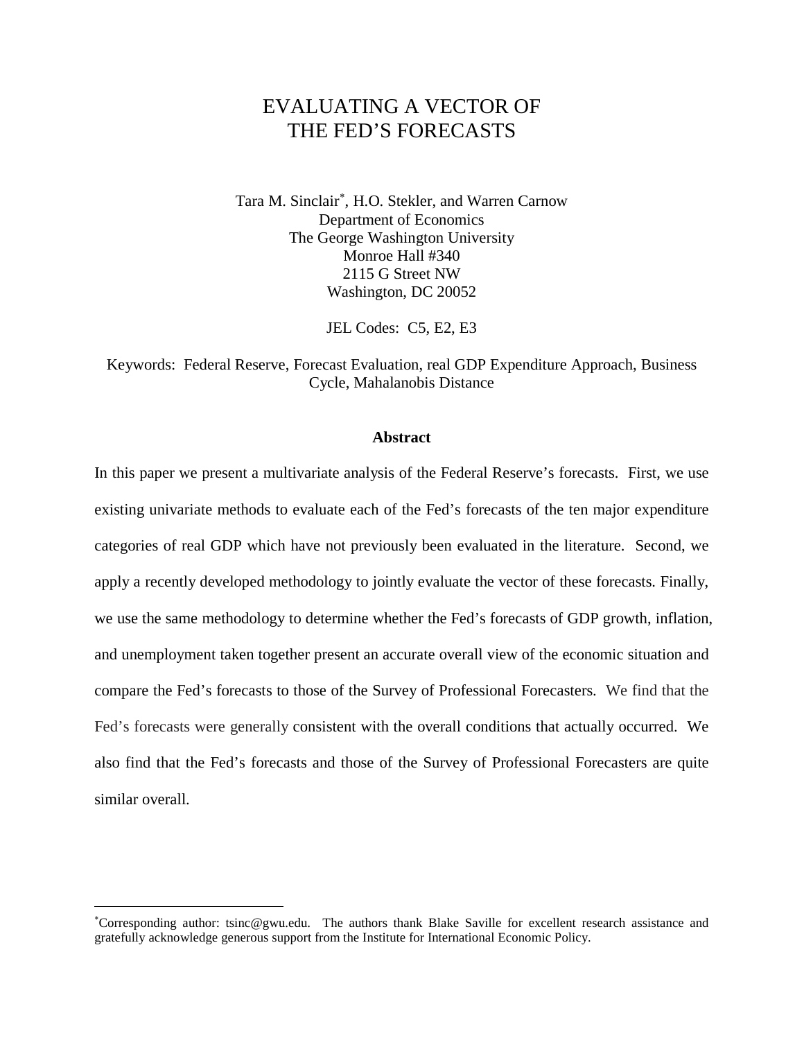# EVALUATING A VECTOR OF THE FED'S FORECASTS

Tara M. Sinclair*, H.O. Stekler, and Warren Carnow
Department of Economics
The George Washington University
Monroe Hall #340
2115 G Street NW
Washington, DC 20052

JEL Codes: C5, E2, E3

Keywords: Federal Reserve, Forecast Evaluation, real GDP Expenditure Approach, Business Cycle, Mahalanobis Distance

**Abstract**

In this paper we present a multivariate analysis of the Federal Reserve's forecasts. First, we use existing univariate methods to evaluate each of the Fed's forecasts of the ten major expenditure categories of real GDP which have not previously been evaluated in the literature. Second, we apply a recently developed methodology to jointly evaluate the vector of these forecasts. Finally, we use the same methodology to determine whether the Fed's forecasts of GDP growth, inflation, and unemployment taken together present an accurate overall view of the economic situation and compare the Fed's forecasts to those of the Survey of Professional Forecasters. We find that the Fed's forecasts were generally consistent with the overall conditions that actually occurred. We also find that the Fed's forecasts and those of the Survey of Professional Forecasters are quite similar overall.

*Corresponding author: tsinc@gwu.edu. The authors thank Blake Saville for excellent research assistance and gratefully acknowledge generous support from the Institute for International Economic Policy.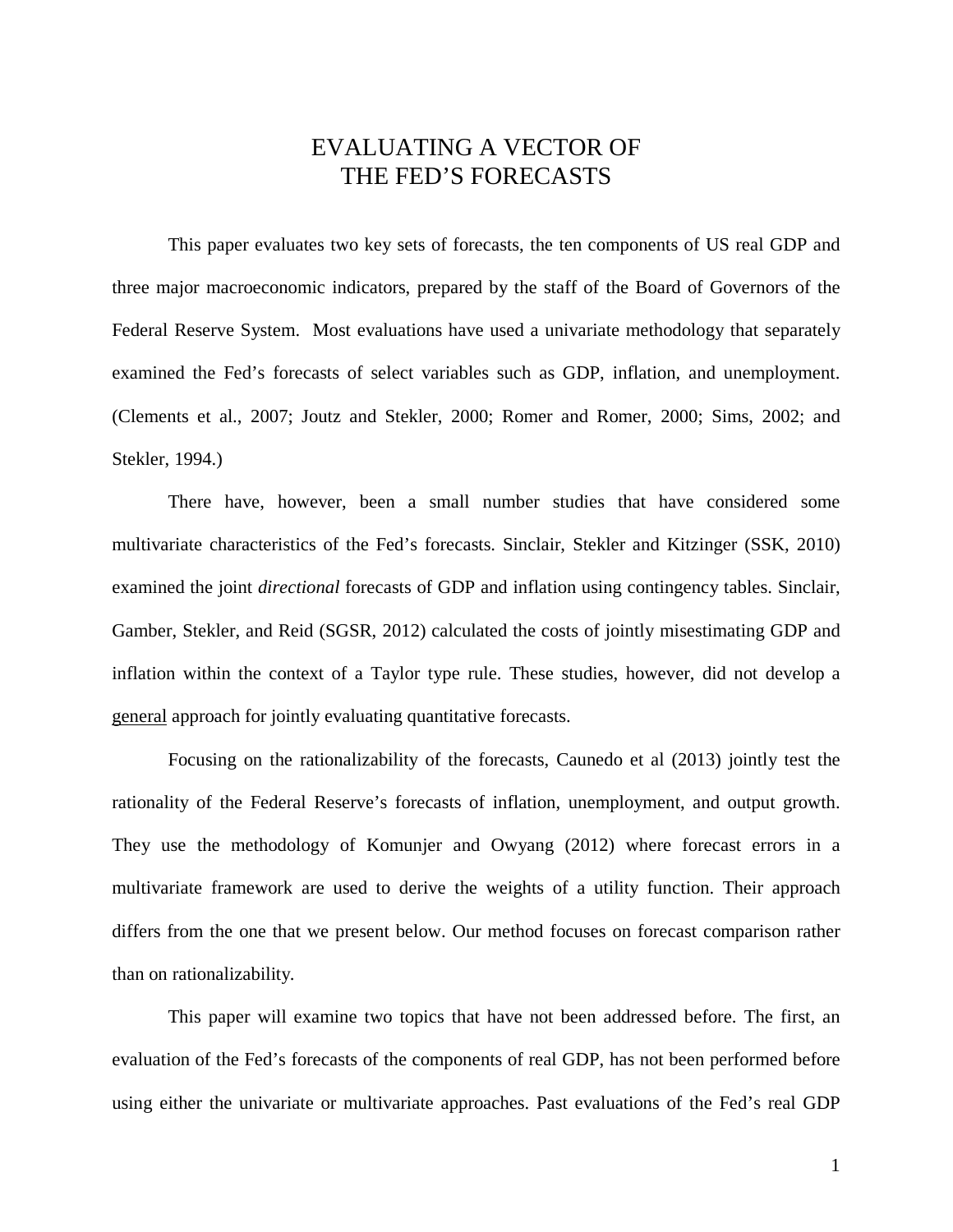# EVALUATING A VECTOR OF THE FED'S FORECASTS

This paper evaluates two key sets of forecasts, the ten components of US real GDP and three major macroeconomic indicators, prepared by the staff of the Board of Governors of the Federal Reserve System. Most evaluations have used a univariate methodology that separately examined the Fed's forecasts of select variables such as GDP, inflation, and unemployment. (Clements et al., 2007; Joutz and Stekler, 2000; Romer and Romer, 2000; Sims, 2002; and Stekler, 1994.)

There have, however, been a small number studies that have considered some multivariate characteristics of the Fed's forecasts. Sinclair, Stekler and Kitzinger (SSK, 2010) examined the joint *directional* forecasts of GDP and inflation using contingency tables. Sinclair, Gamber, Stekler, and Reid (SGSR, 2012) calculated the costs of jointly misestimating GDP and inflation within the context of a Taylor type rule. These studies, however, did not develop a <u>general</u> approach for jointly evaluating quantitative forecasts.

Focusing on the rationalizability of the forecasts, Caunedo et al (2013) jointly test the rationality of the Federal Reserve's forecasts of inflation, unemployment, and output growth. They use the methodology of Komunjer and Owyang (2012) where forecast errors in a multivariate framework are used to derive the weights of a utility function. Their approach differs from the one that we present below. Our method focuses on forecast comparison rather than on rationalizability.

This paper will examine two topics that have not been addressed before. The first, an evaluation of the Fed's forecasts of the components of real GDP, has not been performed before using either the univariate or multivariate approaches. Past evaluations of the Fed's real GDP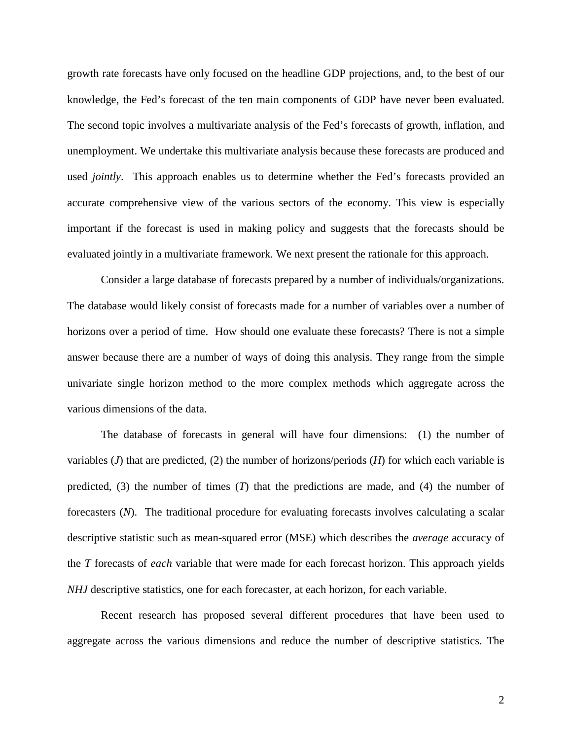growth rate forecasts have only focused on the headline GDP projections, and, to the best of our knowledge, the Fed's forecast of the ten main components of GDP have never been evaluated. The second topic involves a multivariate analysis of the Fed's forecasts of growth, inflation, and unemployment. We undertake this multivariate analysis because these forecasts are produced and used *jointly*. This approach enables us to determine whether the Fed's forecasts provided an accurate comprehensive view of the various sectors of the economy. This view is especially important if the forecast is used in making policy and suggests that the forecasts should be evaluated jointly in a multivariate framework. We next present the rationale for this approach.

Consider a large database of forecasts prepared by a number of individuals/organizations. The database would likely consist of forecasts made for a number of variables over a number of horizons over a period of time. How should one evaluate these forecasts? There is not a simple answer because there are a number of ways of doing this analysis. They range from the simple univariate single horizon method to the more complex methods which aggregate across the various dimensions of the data.

The database of forecasts in general will have four dimensions: (1) the number of variables ($J$) that are predicted, (2) the number of horizons/periods ($H$) for which each variable is predicted, (3) the number of times ($T$) that the predictions are made, and (4) the number of forecasters ($N$). The traditional procedure for evaluating forecasts involves calculating a scalar descriptive statistic such as mean-squared error (MSE) which describes the *average* accuracy of the $T$ forecasts of *each* variable that were made for each forecast horizon. This approach yields $NHJ$ descriptive statistics, one for each forecaster, at each horizon, for each variable.

Recent research has proposed several different procedures that have been used to aggregate across the various dimensions and reduce the number of descriptive statistics. The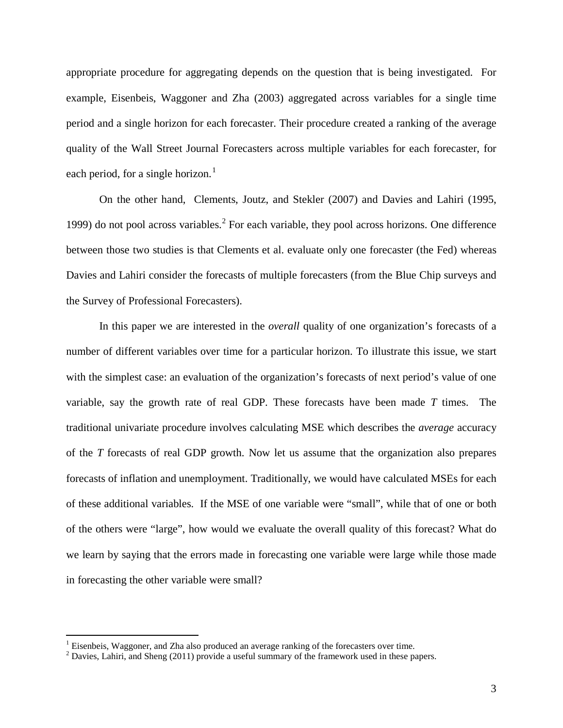appropriate procedure for aggregating depends on the question that is being investigated. For example, Eisenbeis, Waggoner and Zha (2003) aggregated across variables for a single time period and a single horizon for each forecaster. Their procedure created a ranking of the average quality of the Wall Street Journal Forecasters across multiple variables for each forecaster, for each period, for a single horizon.[1]

On the other hand, Clements, Joutz, and Stekler (2007) and Davies and Lahiri (1995, 1999) do not pool across variables.[2] For each variable, they pool across horizons. One difference between those two studies is that Clements et al. evaluate only one forecaster (the Fed) whereas Davies and Lahiri consider the forecasts of multiple forecasters (from the Blue Chip surveys and the Survey of Professional Forecasters).

In this paper we are interested in the *overall* quality of one organization's forecasts of a number of different variables over time for a particular horizon. To illustrate this issue, we start with the simplest case: an evaluation of the organization's forecasts of next period's value of one variable, say the growth rate of real GDP. These forecasts have been made $T$ times. The traditional univariate procedure involves calculating MSE which describes the *average* accuracy of the $T$ forecasts of real GDP growth. Now let us assume that the organization also prepares forecasts of inflation and unemployment. Traditionally, we would have calculated MSEs for each of these additional variables. If the MSE of one variable were "small", while that of one or both of the others were "large", how would we evaluate the overall quality of this forecast? What do we learn by saying that the errors made in forecasting one variable were large while those made in forecasting the other variable were small?

[1] Eisenbeis, Waggoner, and Zha also produced an average ranking of the forecasters over time.

[2] Davies, Lahiri, and Sheng (2011) provide a useful summary of the framework used in these papers.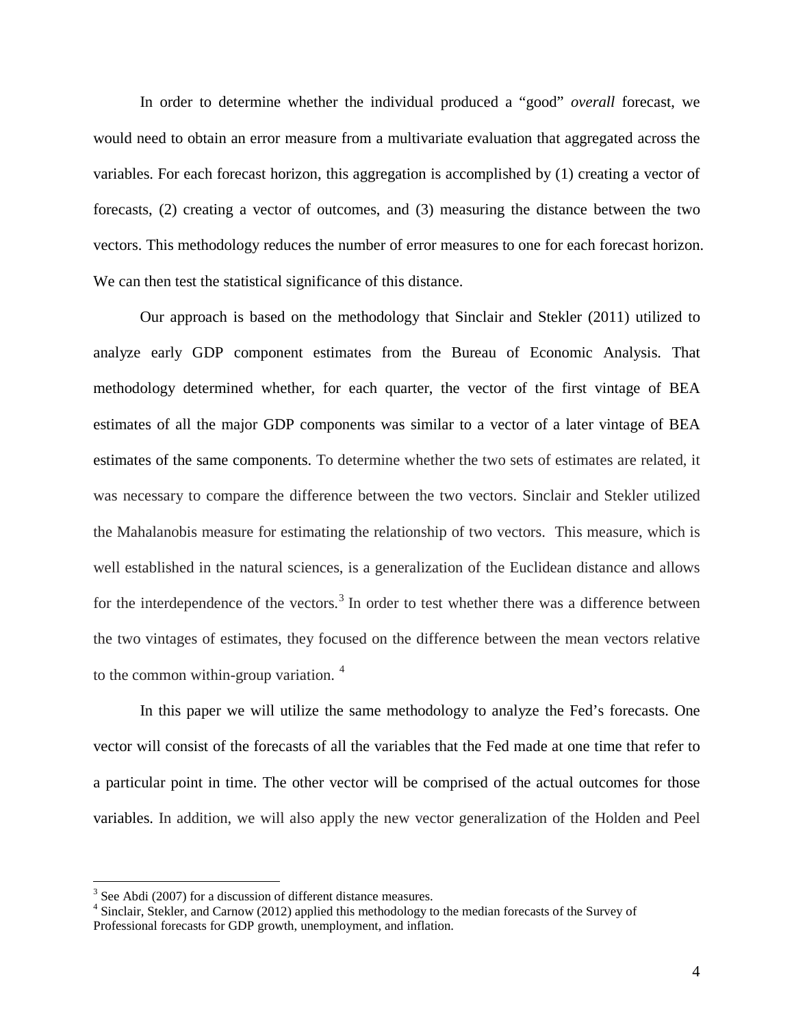In order to determine whether the individual produced a "good" *overall* forecast, we would need to obtain an error measure from a multivariate evaluation that aggregated across the variables. For each forecast horizon, this aggregation is accomplished by (1) creating a vector of forecasts, (2) creating a vector of outcomes, and (3) measuring the distance between the two vectors. This methodology reduces the number of error measures to one for each forecast horizon. We can then test the statistical significance of this distance.

Our approach is based on the methodology that Sinclair and Stekler (2011) utilized to analyze early GDP component estimates from the Bureau of Economic Analysis. That methodology determined whether, for each quarter, the vector of the first vintage of BEA estimates of all the major GDP components was similar to a vector of a later vintage of BEA estimates of the same components. To determine whether the two sets of estimates are related, it was necessary to compare the difference between the two vectors. Sinclair and Stekler utilized the Mahalanobis measure for estimating the relationship of two vectors. This measure, which is well established in the natural sciences, is a generalization of the Euclidean distance and allows for the interdependence of the vectors.[3] In order to test whether there was a difference between the two vintages of estimates, they focused on the difference between the mean vectors relative to the common within-group variation.[4]

In this paper we will utilize the same methodology to analyze the Fed's forecasts. One vector will consist of the forecasts of all the variables that the Fed made at one time that refer to a particular point in time. The other vector will be comprised of the actual outcomes for those variables. In addition, we will also apply the new vector generalization of the Holden and Peel

[3] See Abdi (2007) for a discussion of different distance measures.

[4] Sinclair, Stekler, and Carnow (2012) applied this methodology to the median forecasts of the Survey of Professional forecasts for GDP growth, unemployment, and inflation.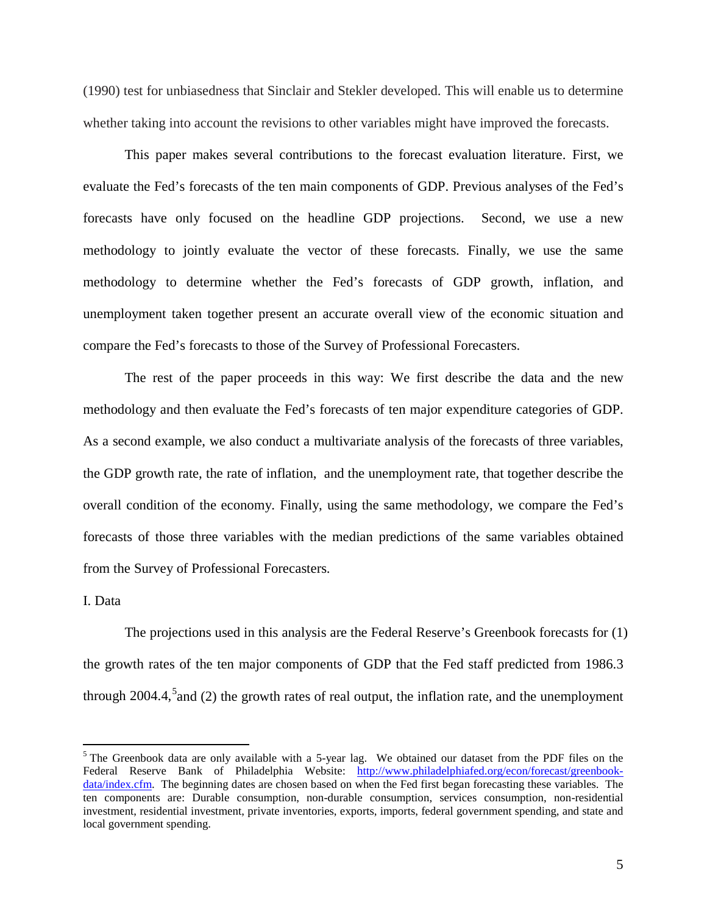(1990) test for unbiasedness that Sinclair and Stekler developed. This will enable us to determine whether taking into account the revisions to other variables might have improved the forecasts.

This paper makes several contributions to the forecast evaluation literature. First, we evaluate the Fed's forecasts of the ten main components of GDP. Previous analyses of the Fed's forecasts have only focused on the headline GDP projections. Second, we use a new methodology to jointly evaluate the vector of these forecasts. Finally, we use the same methodology to determine whether the Fed's forecasts of GDP growth, inflation, and unemployment taken together present an accurate overall view of the economic situation and compare the Fed's forecasts to those of the Survey of Professional Forecasters.

The rest of the paper proceeds in this way: We first describe the data and the new methodology and then evaluate the Fed's forecasts of ten major expenditure categories of GDP. As a second example, we also conduct a multivariate analysis of the forecasts of three variables, the GDP growth rate, the rate of inflation, and the unemployment rate, that together describe the overall condition of the economy. Finally, using the same methodology, we compare the Fed's forecasts of those three variables with the median predictions of the same variables obtained from the Survey of Professional Forecasters.

I. Data

The projections used in this analysis are the Federal Reserve's Greenbook forecasts for (1) the growth rates of the ten major components of GDP that the Fed staff predicted from 1986.3 through 2004.4,[5] and (2) the growth rates of real output, the inflation rate, and the unemployment

---

[5] The Greenbook data are only available with a 5-year lag. We obtained our dataset from the PDF files on the Federal Reserve Bank of Philadelphia Website: http://www.philadelphiafed.org/econ/forecast/greenbook-data/index.cfm. The beginning dates are chosen based on when the Fed first began forecasting these variables. The ten components are: Durable consumption, non-durable consumption, services consumption, non-residential investment, residential investment, private inventories, exports, imports, federal government spending, and state and local government spending.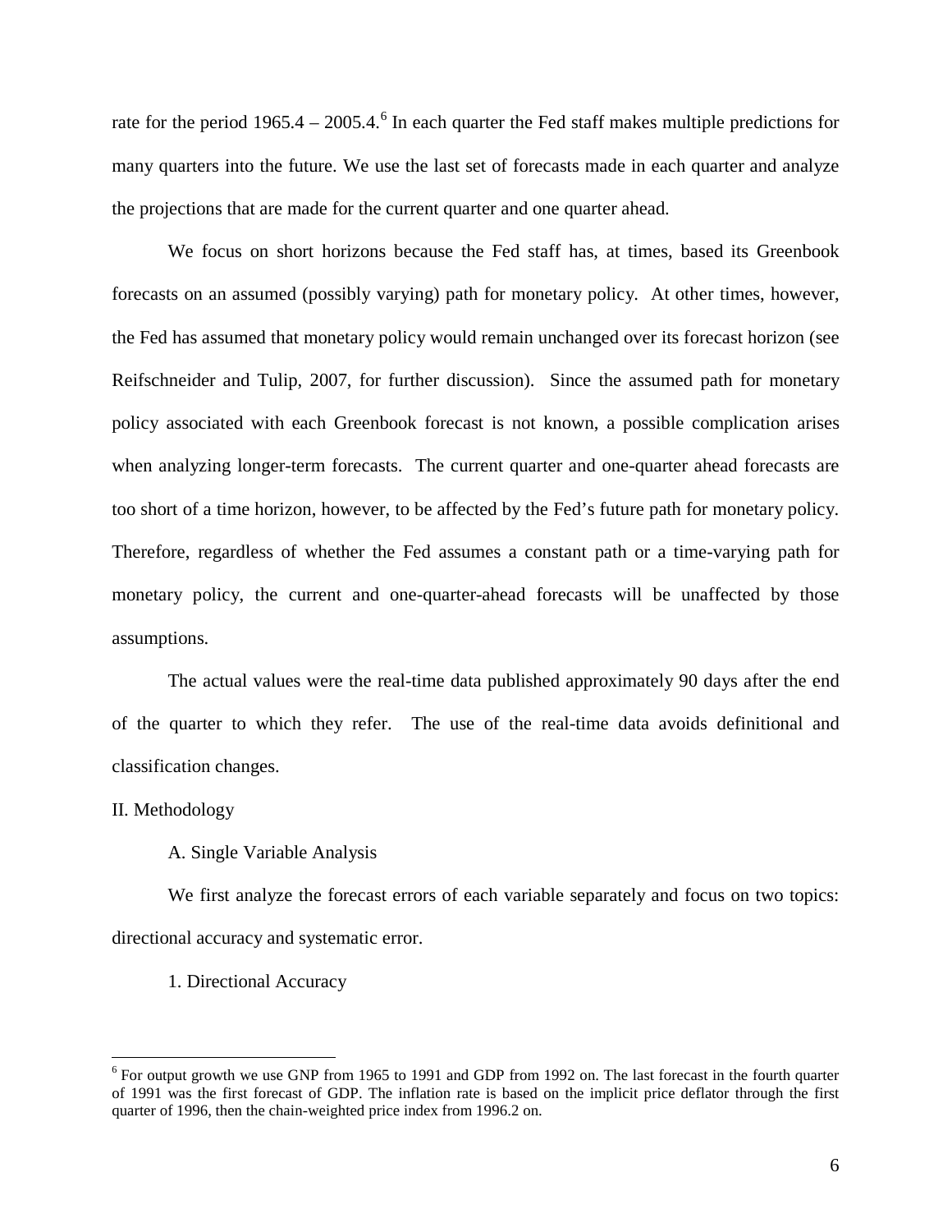rate for the period 1965.4 – 2005.4.[6] In each quarter the Fed staff makes multiple predictions for many quarters into the future. We use the last set of forecasts made in each quarter and analyze the projections that are made for the current quarter and one quarter ahead.

We focus on short horizons because the Fed staff has, at times, based its Greenbook forecasts on an assumed (possibly varying) path for monetary policy. At other times, however, the Fed has assumed that monetary policy would remain unchanged over its forecast horizon (see Reifschneider and Tulip, 2007, for further discussion). Since the assumed path for monetary policy associated with each Greenbook forecast is not known, a possible complication arises when analyzing longer-term forecasts. The current quarter and one-quarter ahead forecasts are too short of a time horizon, however, to be affected by the Fed's future path for monetary policy. Therefore, regardless of whether the Fed assumes a constant path or a time-varying path for monetary policy, the current and one-quarter-ahead forecasts will be unaffected by those assumptions.

The actual values were the real-time data published approximately 90 days after the end of the quarter to which they refer. The use of the real-time data avoids definitional and classification changes.

## II. Methodology

### A. Single Variable Analysis

We first analyze the forecast errors of each variable separately and focus on two topics: directional accuracy and systematic error.

#### 1. Directional Accuracy

---

[6] For output growth we use GNP from 1965 to 1991 and GDP from 1992 on. The last forecast in the fourth quarter of 1991 was the first forecast of GDP. The inflation rate is based on the implicit price deflator through the first quarter of 1996, then the chain-weighted price index from 1996.2 on.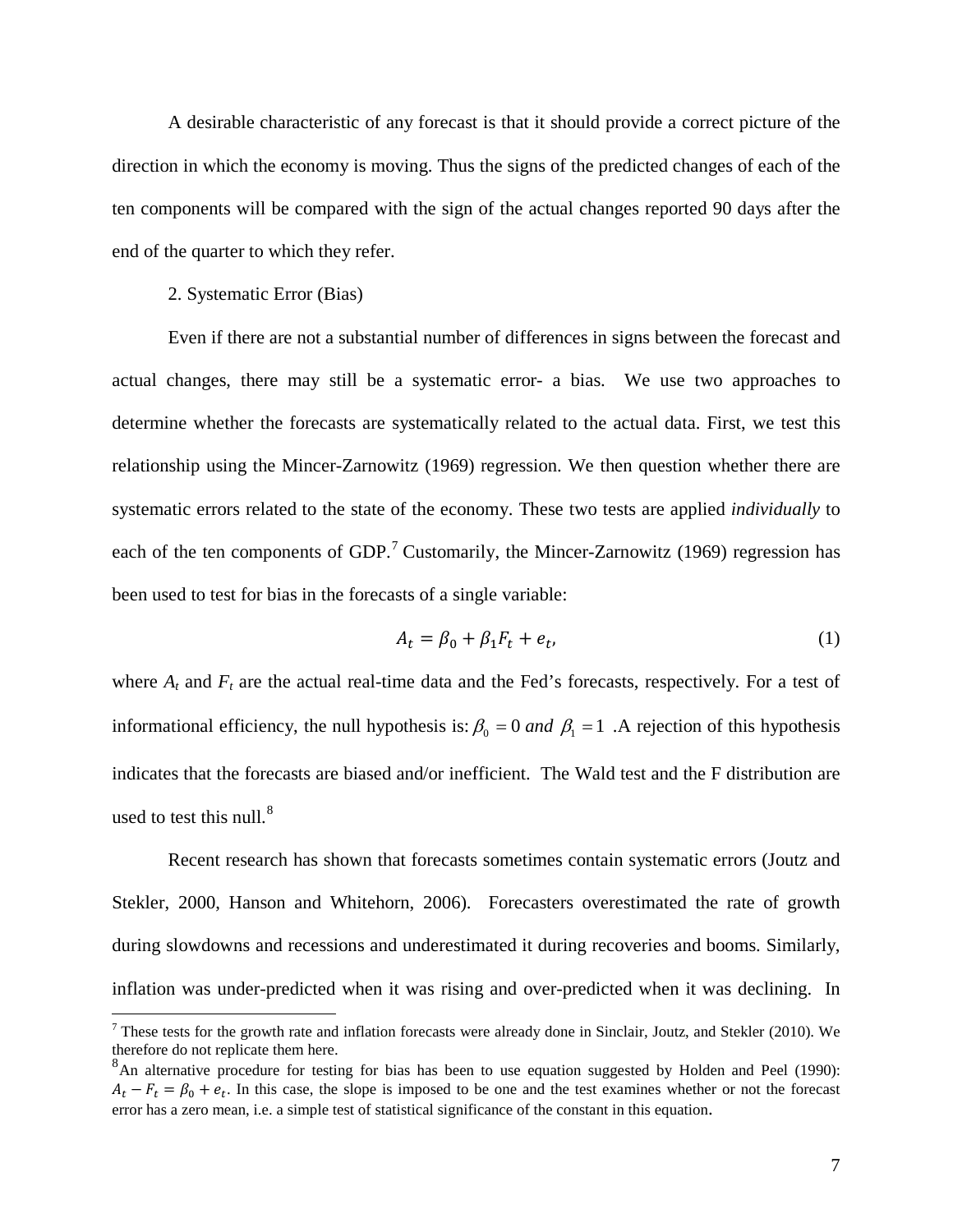A desirable characteristic of any forecast is that it should provide a correct picture of the direction in which the economy is moving. Thus the signs of the predicted changes of each of the ten components will be compared with the sign of the actual changes reported 90 days after the end of the quarter to which they refer.

2. Systematic Error (Bias)

Even if there are not a substantial number of differences in signs between the forecast and actual changes, there may still be a systematic error- a bias. We use two approaches to determine whether the forecasts are systematically related to the actual data. First, we test this relationship using the Mincer-Zarnowitz (1969) regression. We then question whether there are systematic errors related to the state of the economy. These two tests are applied *individually* to each of the ten components of GDP.[7] Customarily, the Mincer-Zarnowitz (1969) regression has been used to test for bias in the forecasts of a single variable:

$$A_t = \beta_0 + \beta_1 F_t + e_t, \tag{1}$$

where $A_t$ and $F_t$ are the actual real-time data and the Fed's forecasts, respectively. For a test of informational efficiency, the null hypothesis is: $\beta_0 = 0$ *and* $\beta_1 = 1$ .A rejection of this hypothesis indicates that the forecasts are biased and/or inefficient. The Wald test and the F distribution are used to test this null.[8]

Recent research has shown that forecasts sometimes contain systematic errors (Joutz and Stekler, 2000, Hanson and Whitehorn, 2006). Forecasters overestimated the rate of growth during slowdowns and recessions and underestimated it during recoveries and booms. Similarly, inflation was under-predicted when it was rising and over-predicted when it was declining. In

---

[7] These tests for the growth rate and inflation forecasts were already done in Sinclair, Joutz, and Stekler (2010). We therefore do not replicate them here.

[8] An alternative procedure for testing for bias has been to use equation suggested by Holden and Peel (1990): $A_t - F_t = \beta_0 + e_t$. In this case, the slope is imposed to be one and the test examines whether or not the forecast error has a zero mean, i.e. a simple test of statistical significance of the constant in this equation.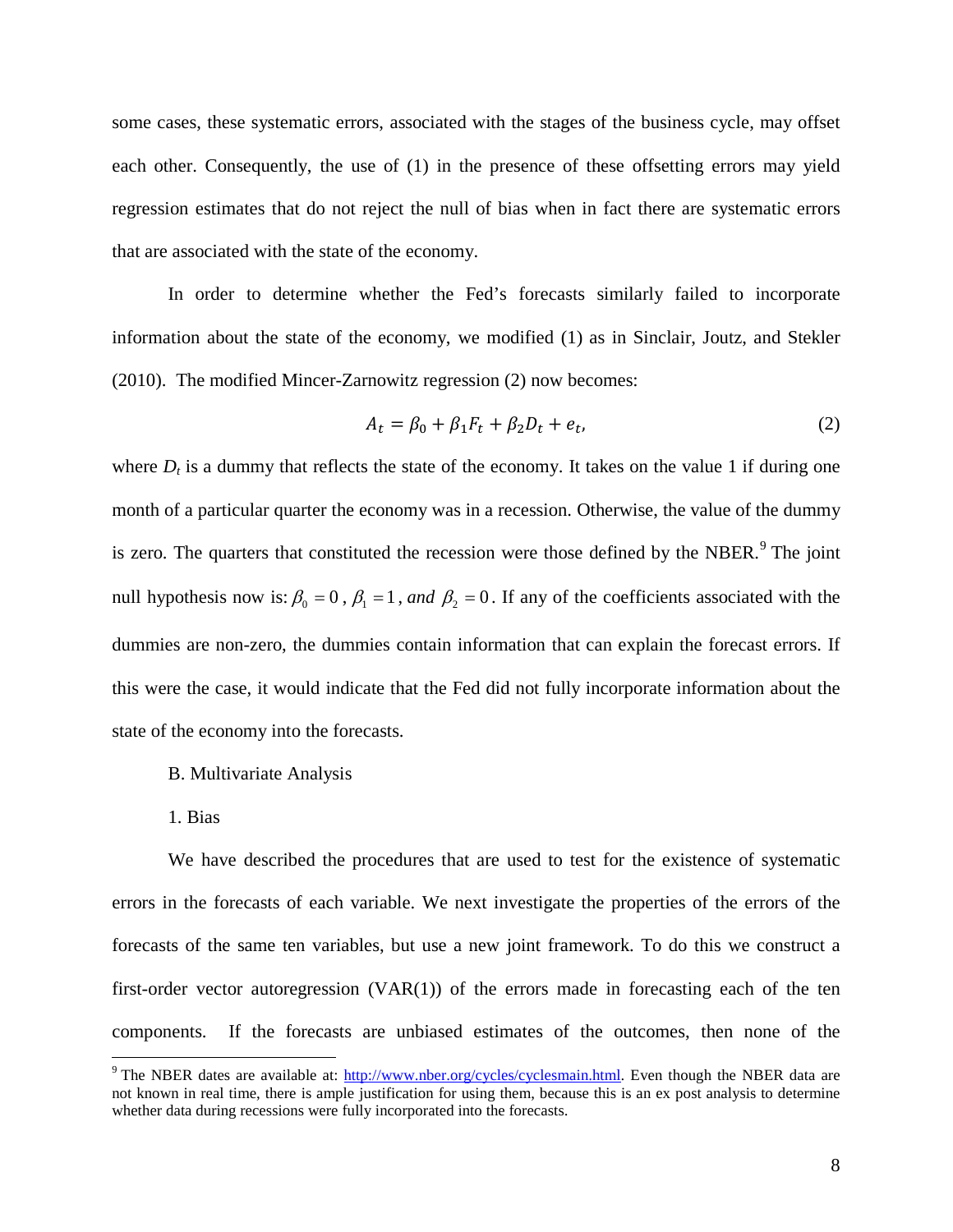some cases, these systematic errors, associated with the stages of the business cycle, may offset each other. Consequently, the use of (1) in the presence of these offsetting errors may yield regression estimates that do not reject the null of bias when in fact there are systematic errors that are associated with the state of the economy.

In order to determine whether the Fed's forecasts similarly failed to incorporate information about the state of the economy, we modified (1) as in Sinclair, Joutz, and Stekler (2010). The modified Mincer-Zarnowitz regression (2) now becomes:

$$A_t = \beta_0 + \beta_1 F_t + \beta_2 D_t + e_t, \tag{2}$$

where $D_t$ is a dummy that reflects the state of the economy. It takes on the value 1 if during one month of a particular quarter the economy was in a recession. Otherwise, the value of the dummy is zero. The quarters that constituted the recession were those defined by the NBER.[9] The joint null hypothesis now is: $\beta_0 = 0$, $\beta_1 = 1$, *and* $\beta_2 = 0$. If any of the coefficients associated with the dummies are non-zero, the dummies contain information that can explain the forecast errors. If this were the case, it would indicate that the Fed did not fully incorporate information about the state of the economy into the forecasts.

B. Multivariate Analysis

1. Bias

We have described the procedures that are used to test for the existence of systematic errors in the forecasts of each variable. We next investigate the properties of the errors of the forecasts of the same ten variables, but use a new joint framework. To do this we construct a first-order vector autoregression (VAR(1)) of the errors made in forecasting each of the ten components. If the forecasts are unbiased estimates of the outcomes, then none of the

[9] The NBER dates are available at: http://www.nber.org/cycles/cyclesmain.html. Even though the NBER data are not known in real time, there is ample justification for using them, because this is an ex post analysis to determine whether data during recessions were fully incorporated into the forecasts.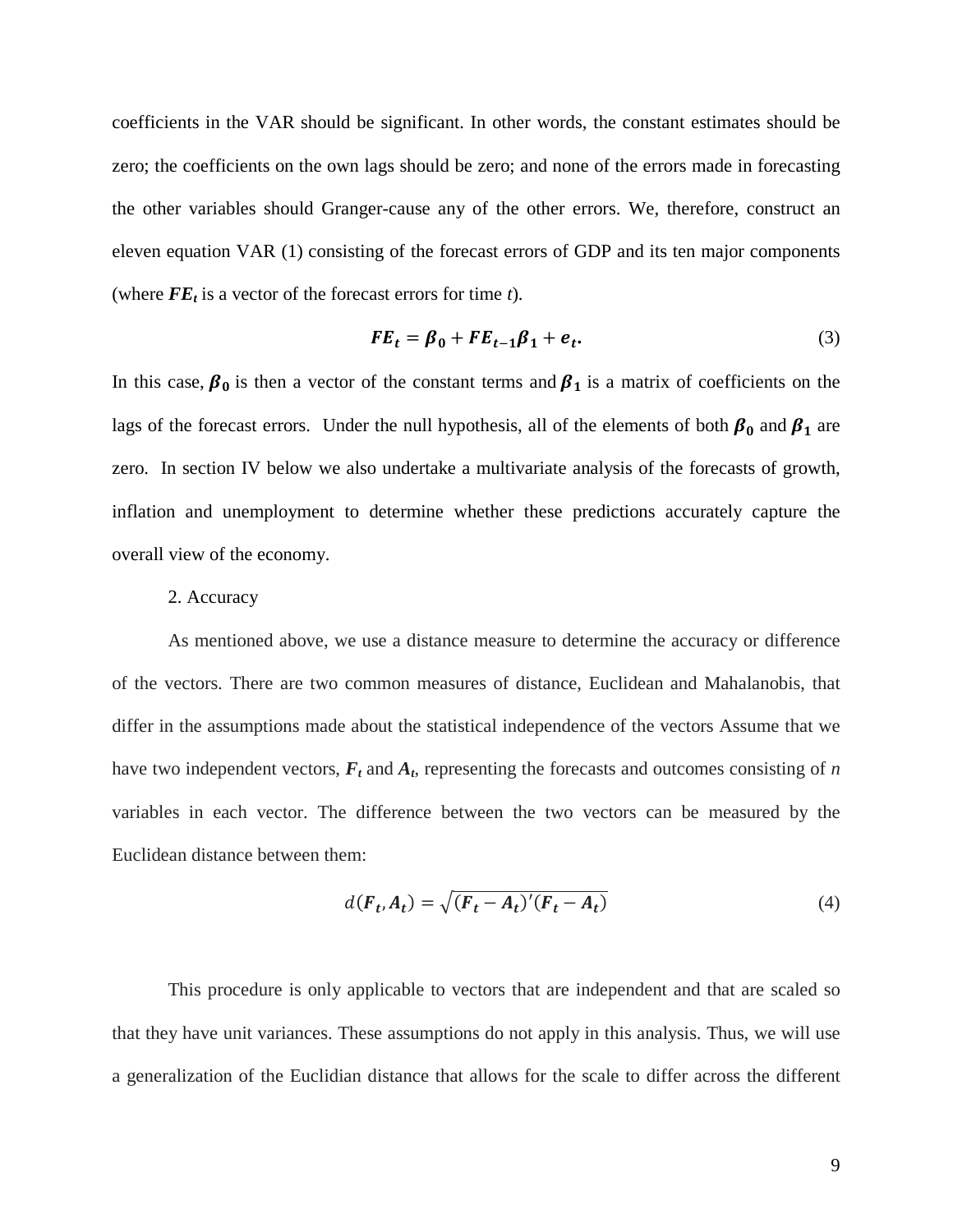coefficients in the VAR should be significant. In other words, the constant estimates should be zero; the coefficients on the own lags should be zero; and none of the errors made in forecasting the other variables should Granger-cause any of the other errors. We, therefore, construct an eleven equation VAR (1) consisting of the forecast errors of GDP and its ten major components (where $\boldsymbol{FE_t}$ is a vector of the forecast errors for time *t*).

$$\boldsymbol{FE_t} = \boldsymbol{\beta_0} + \boldsymbol{FE_{t-1}}\boldsymbol{\beta_1} + \boldsymbol{e_t}. \tag{3}$$

In this case, $\boldsymbol{\beta_0}$ is then a vector of the constant terms and $\boldsymbol{\beta_1}$ is a matrix of coefficients on the lags of the forecast errors. Under the null hypothesis, all of the elements of both $\boldsymbol{\beta_0}$ and $\boldsymbol{\beta_1}$ are zero. In section IV below we also undertake a multivariate analysis of the forecasts of growth, inflation and unemployment to determine whether these predictions accurately capture the overall view of the economy.

2. Accuracy

As mentioned above, we use a distance measure to determine the accuracy or difference of the vectors. There are two common measures of distance, Euclidean and Mahalanobis, that differ in the assumptions made about the statistical independence of the vectors Assume that we have two independent vectors, $\boldsymbol{F_t}$ and $\boldsymbol{A_t}$, representing the forecasts and outcomes consisting of *n* variables in each vector. The difference between the two vectors can be measured by the Euclidean distance between them:

$$d(\boldsymbol{F_t}, \boldsymbol{A_t}) = \sqrt{(\boldsymbol{F_t} - \boldsymbol{A_t})'(\boldsymbol{F_t} - \boldsymbol{A_t})} \tag{4}$$

This procedure is only applicable to vectors that are independent and that are scaled so that they have unit variances. These assumptions do not apply in this analysis. Thus, we will use a generalization of the Euclidian distance that allows for the scale to differ across the different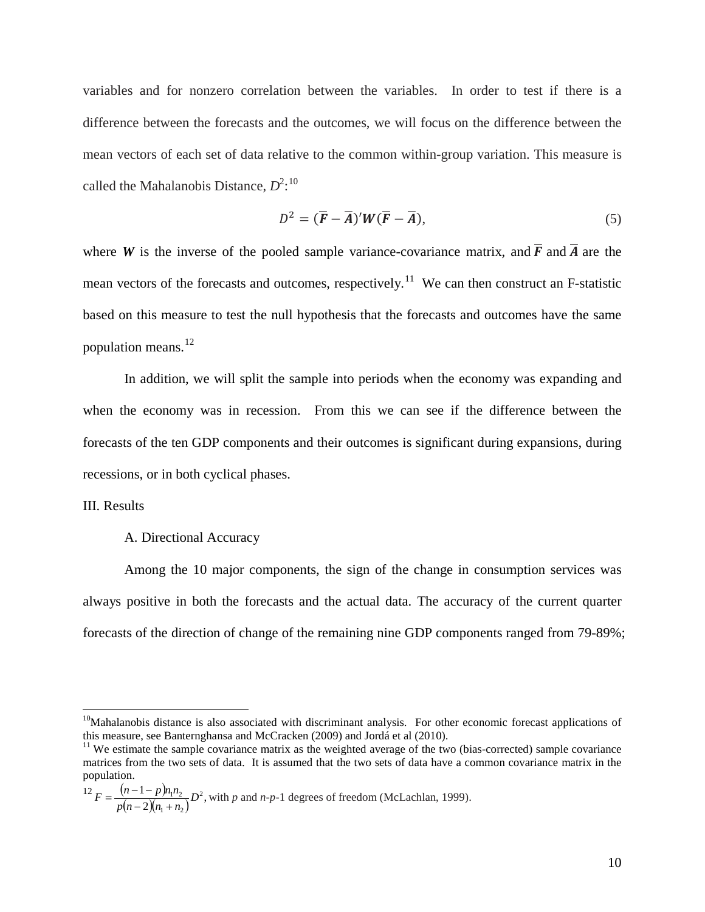variables and for nonzero correlation between the variables. In order to test if there is a difference between the forecasts and the outcomes, we will focus on the difference between the mean vectors of each set of data relative to the common within-group variation. This measure is called the Mahalanobis Distance, $D^2$:[10]

$$D^2 = (\overline{\boldsymbol{F}} - \overline{\boldsymbol{A}})'\boldsymbol{W}(\overline{\boldsymbol{F}} - \overline{\boldsymbol{A}}), \tag{5}$$

where $\boldsymbol{W}$ is the inverse of the pooled sample variance-covariance matrix, and $\overline{\boldsymbol{F}}$ and $\overline{\boldsymbol{A}}$ are the mean vectors of the forecasts and outcomes, respectively.[11] We can then construct an F-statistic based on this measure to test the null hypothesis that the forecasts and outcomes have the same population means.[12]

In addition, we will split the sample into periods when the economy was expanding and when the economy was in recession. From this we can see if the difference between the forecasts of the ten GDP components and their outcomes is significant during expansions, during recessions, or in both cyclical phases.

## III. Results

### A. Directional Accuracy

Among the 10 major components, the sign of the change in consumption services was always positive in both the forecasts and the actual data. The accuracy of the current quarter forecasts of the direction of change of the remaining nine GDP components ranged from 79-89%;

---

[10] Mahalanobis distance is also associated with discriminant analysis. For other economic forecast applications of this measure, see Banternghansa and McCracken (2009) and Jordá et al (2010).

[11] We estimate the sample covariance matrix as the weighted average of the two (bias-corrected) sample covariance matrices from the two sets of data. It is assumed that the two sets of data have a common covariance matrix in the population.

[12] $F = \dfrac{(n-1-p)n_1 n_2}{p(n-2)(n_1+n_2)} D^2$, with $p$ and $n$-$p$-1 degrees of freedom (McLachlan, 1999).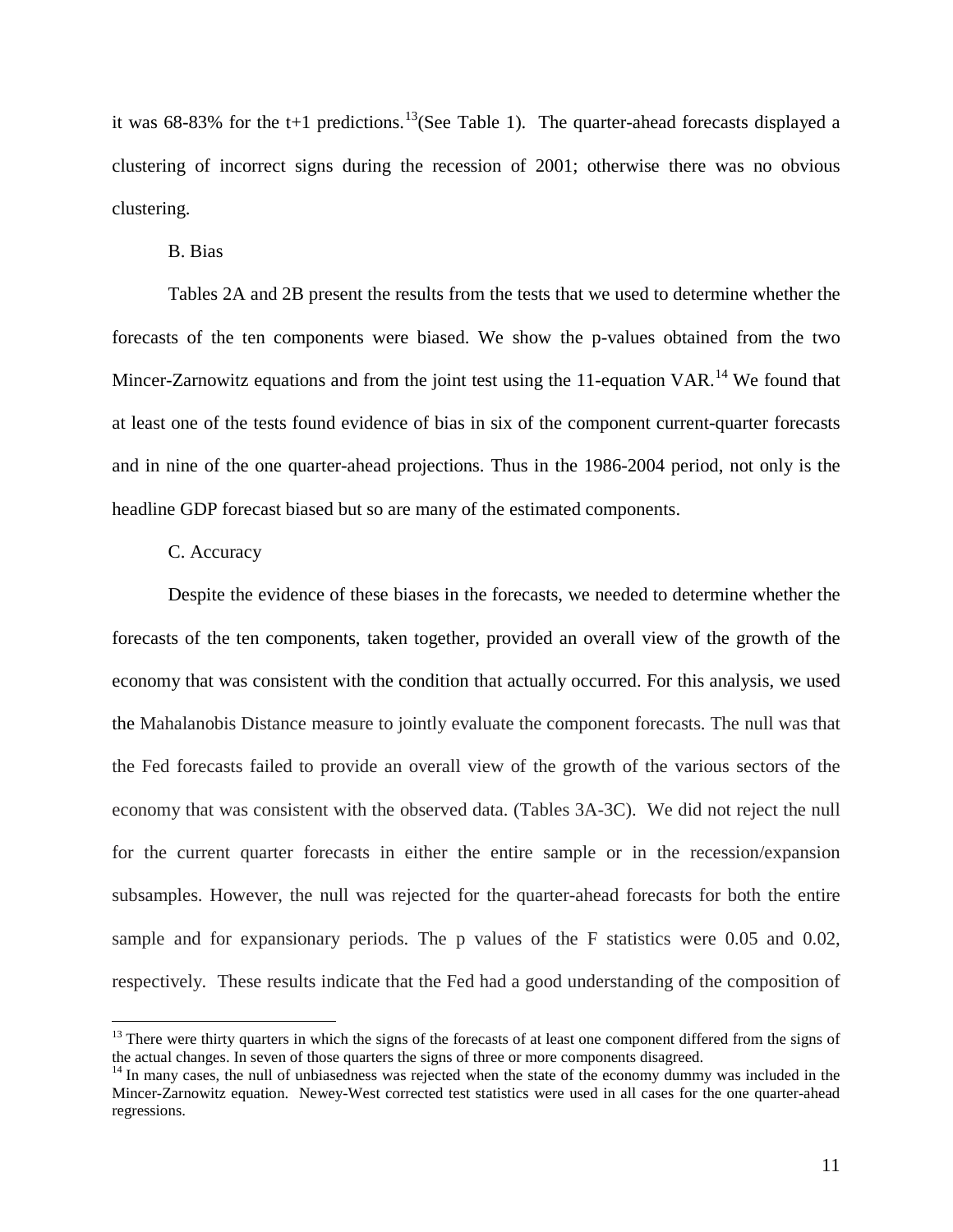it was 68-83% for the t+1 predictions.[13](See Table 1). The quarter-ahead forecasts displayed a clustering of incorrect signs during the recession of 2001; otherwise there was no obvious clustering.

B. Bias

Tables 2A and 2B present the results from the tests that we used to determine whether the forecasts of the ten components were biased. We show the p-values obtained from the two Mincer-Zarnowitz equations and from the joint test using the 11-equation VAR.[14] We found that at least one of the tests found evidence of bias in six of the component current-quarter forecasts and in nine of the one quarter-ahead projections. Thus in the 1986-2004 period, not only is the headline GDP forecast biased but so are many of the estimated components.

C. Accuracy

Despite the evidence of these biases in the forecasts, we needed to determine whether the forecasts of the ten components, taken together, provided an overall view of the growth of the economy that was consistent with the condition that actually occurred. For this analysis, we used the Mahalanobis Distance measure to jointly evaluate the component forecasts. The null was that the Fed forecasts failed to provide an overall view of the growth of the various sectors of the economy that was consistent with the observed data. (Tables 3A-3C). We did not reject the null for the current quarter forecasts in either the entire sample or in the recession/expansion subsamples. However, the null was rejected for the quarter-ahead forecasts for both the entire sample and for expansionary periods. The p values of the F statistics were 0.05 and 0.02, respectively. These results indicate that the Fed had a good understanding of the composition of

[13] There were thirty quarters in which the signs of the forecasts of at least one component differed from the signs of the actual changes. In seven of those quarters the signs of three or more components disagreed.

[14] In many cases, the null of unbiasedness was rejected when the state of the economy dummy was included in the Mincer-Zarnowitz equation. Newey-West corrected test statistics were used in all cases for the one quarter-ahead regressions.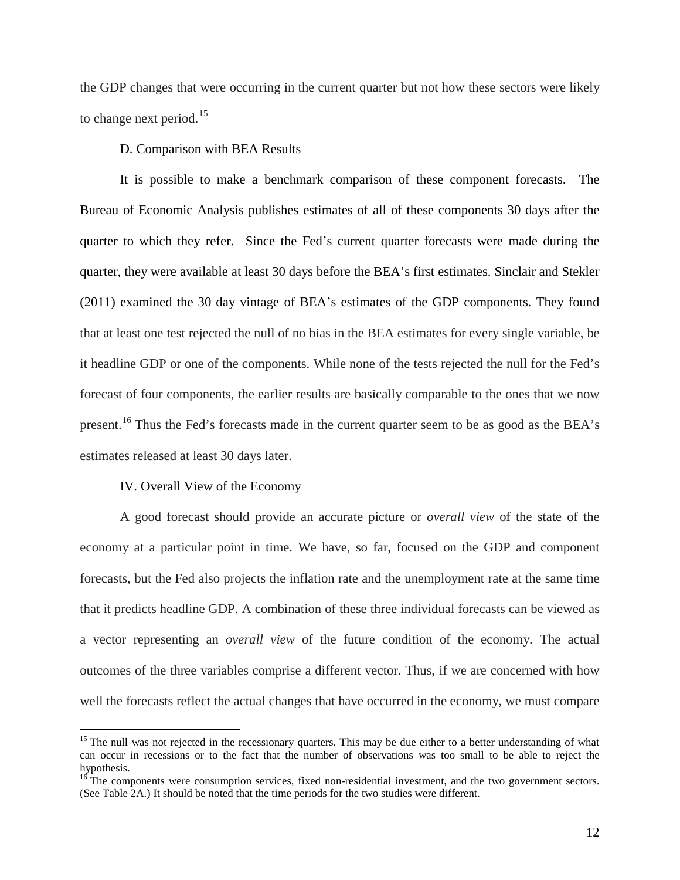the GDP changes that were occurring in the current quarter but not how these sectors were likely to change next period.[15]

### D. Comparison with BEA Results

It is possible to make a benchmark comparison of these component forecasts. The Bureau of Economic Analysis publishes estimates of all of these components 30 days after the quarter to which they refer. Since the Fed's current quarter forecasts were made during the quarter, they were available at least 30 days before the BEA's first estimates. Sinclair and Stekler (2011) examined the 30 day vintage of BEA's estimates of the GDP components. They found that at least one test rejected the null of no bias in the BEA estimates for every single variable, be it headline GDP or one of the components. While none of the tests rejected the null for the Fed's forecast of four components, the earlier results are basically comparable to the ones that we now present.[16] Thus the Fed's forecasts made in the current quarter seem to be as good as the BEA's estimates released at least 30 days later.

## IV. Overall View of the Economy

A good forecast should provide an accurate picture or *overall view* of the state of the economy at a particular point in time. We have, so far, focused on the GDP and component forecasts, but the Fed also projects the inflation rate and the unemployment rate at the same time that it predicts headline GDP. A combination of these three individual forecasts can be viewed as a vector representing an *overall view* of the future condition of the economy. The actual outcomes of the three variables comprise a different vector. Thus, if we are concerned with how well the forecasts reflect the actual changes that have occurred in the economy, we must compare

---

[15] The null was not rejected in the recessionary quarters. This may be due either to a better understanding of what can occur in recessions or to the fact that the number of observations was too small to be able to reject the hypothesis.

[16] The components were consumption services, fixed non-residential investment, and the two government sectors. (See Table 2A.) It should be noted that the time periods for the two studies were different.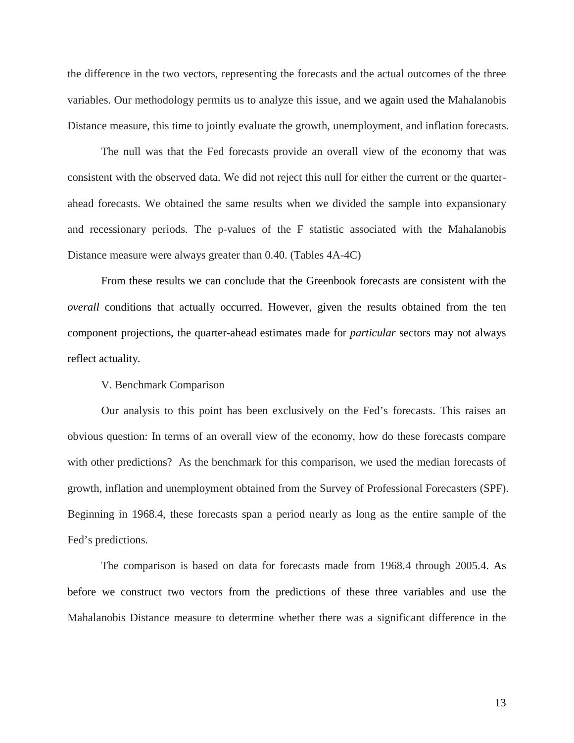the difference in the two vectors, representing the forecasts and the actual outcomes of the three variables. Our methodology permits us to analyze this issue, and we again used the Mahalanobis Distance measure, this time to jointly evaluate the growth, unemployment, and inflation forecasts.

The null was that the Fed forecasts provide an overall view of the economy that was consistent with the observed data. We did not reject this null for either the current or the quarter-ahead forecasts. We obtained the same results when we divided the sample into expansionary and recessionary periods. The p-values of the F statistic associated with the Mahalanobis Distance measure were always greater than 0.40. (Tables 4A-4C)

From these results we can conclude that the Greenbook forecasts are consistent with the *overall* conditions that actually occurred. However, given the results obtained from the ten component projections, the quarter-ahead estimates made for *particular* sectors may not always reflect actuality.

## V. Benchmark Comparison

Our analysis to this point has been exclusively on the Fed's forecasts. This raises an obvious question: In terms of an overall view of the economy, how do these forecasts compare with other predictions? As the benchmark for this comparison, we used the median forecasts of growth, inflation and unemployment obtained from the Survey of Professional Forecasters (SPF). Beginning in 1968.4, these forecasts span a period nearly as long as the entire sample of the Fed's predictions.

The comparison is based on data for forecasts made from 1968.4 through 2005.4. As before we construct two vectors from the predictions of these three variables and use the Mahalanobis Distance measure to determine whether there was a significant difference in the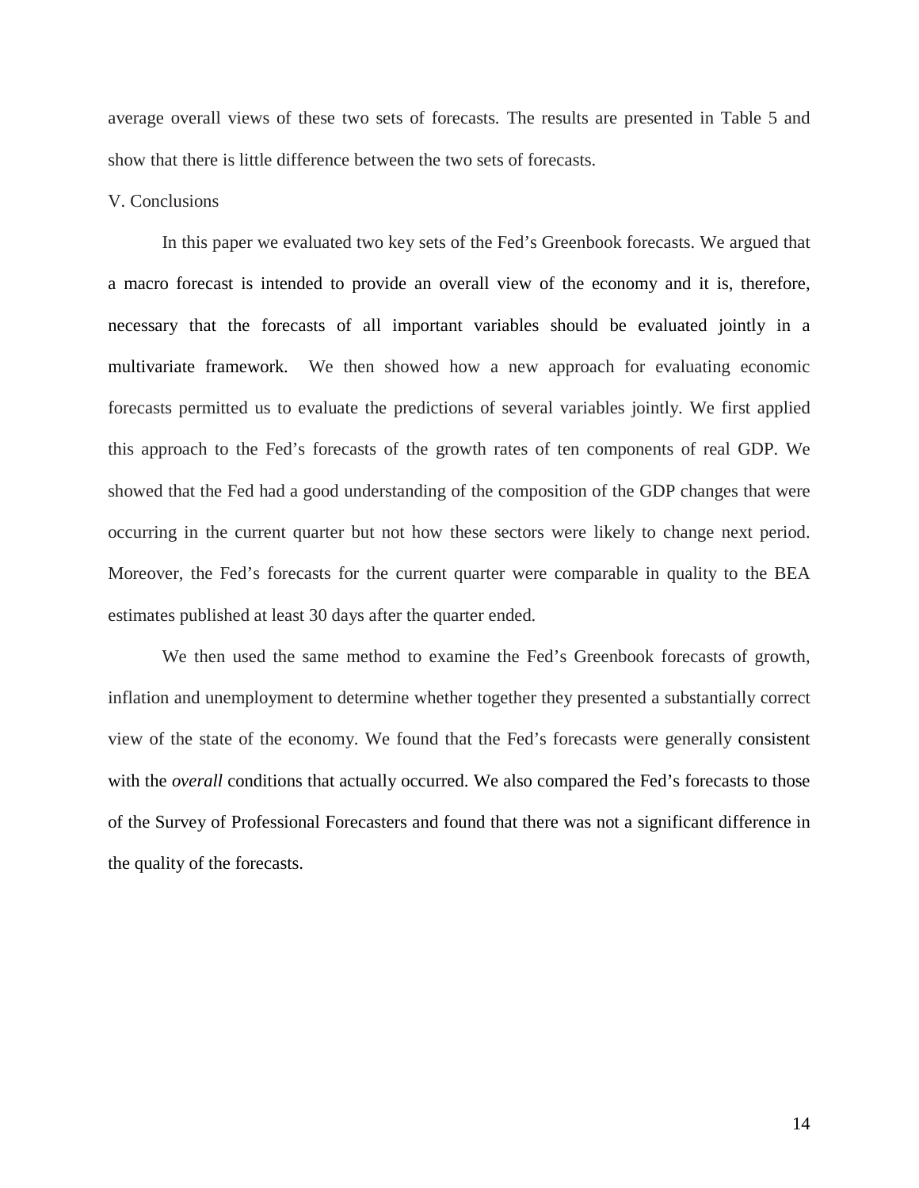average overall views of these two sets of forecasts. The results are presented in Table 5 and show that there is little difference between the two sets of forecasts.

## V. Conclusions

In this paper we evaluated two key sets of the Fed's Greenbook forecasts. We argued that a macro forecast is intended to provide an overall view of the economy and it is, therefore, necessary that the forecasts of all important variables should be evaluated jointly in a multivariate framework. We then showed how a new approach for evaluating economic forecasts permitted us to evaluate the predictions of several variables jointly. We first applied this approach to the Fed's forecasts of the growth rates of ten components of real GDP. We showed that the Fed had a good understanding of the composition of the GDP changes that were occurring in the current quarter but not how these sectors were likely to change next period. Moreover, the Fed's forecasts for the current quarter were comparable in quality to the BEA estimates published at least 30 days after the quarter ended.

We then used the same method to examine the Fed's Greenbook forecasts of growth, inflation and unemployment to determine whether together they presented a substantially correct view of the state of the economy. We found that the Fed's forecasts were generally consistent with the *overall* conditions that actually occurred. We also compared the Fed's forecasts to those of the Survey of Professional Forecasters and found that there was not a significant difference in the quality of the forecasts.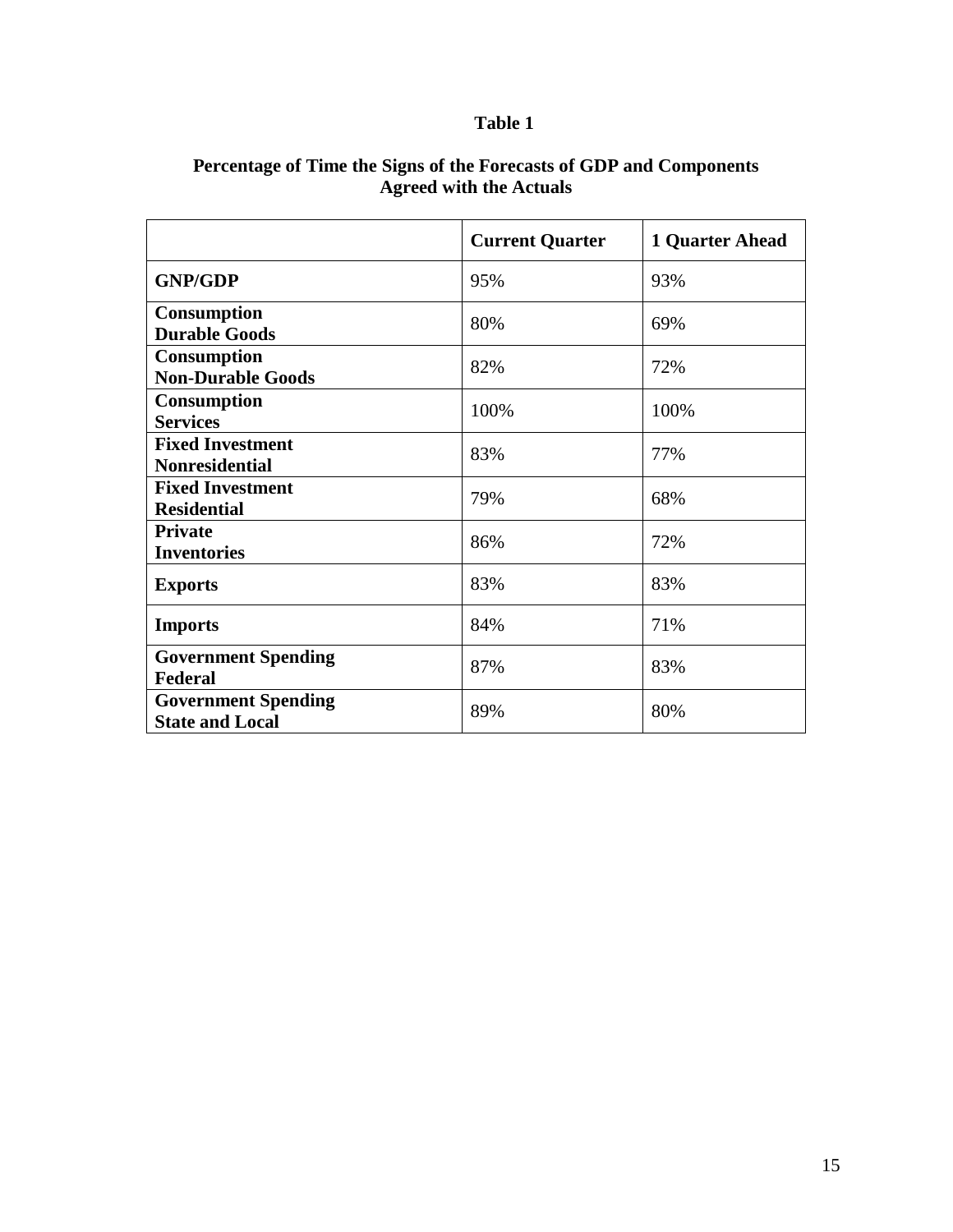**Table 1**

**Percentage of Time the Signs of the Forecasts of GDP and Components Agreed with the Actuals**

| | **Current Quarter** | **1 Quarter Ahead** |
|---|---|---|
| **GNP/GDP** | 95% | 93% |
| **Consumption Durable Goods** | 80% | 69% |
| **Consumption Non-Durable Goods** | 82% | 72% |
| **Consumption Services** | 100% | 100% |
| **Fixed Investment Nonresidential** | 83% | 77% |
| **Fixed Investment Residential** | 79% | 68% |
| **Private Inventories** | 86% | 72% |
| **Exports** | 83% | 83% |
| **Imports** | 84% | 71% |
| **Government Spending Federal** | 87% | 83% |
| **Government Spending State and Local** | 89% | 80% |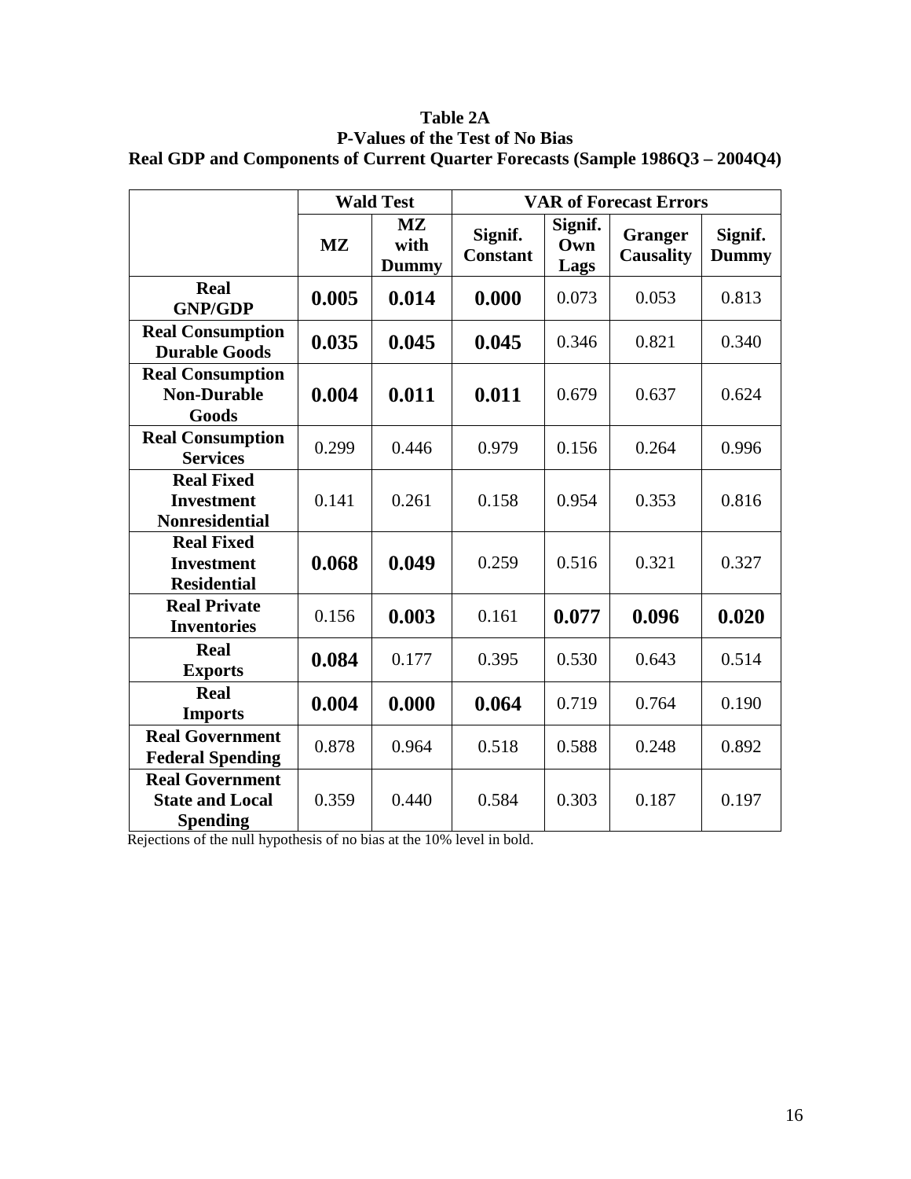**Table 2A**
**P-Values of the Test of No Bias**
**Real GDP and Components of Current Quarter Forecasts (Sample 1986Q3 – 2004Q4)**

| | Wald Test | | VAR of Forecast Errors | | | |
|---|---|---|---|---|---|---|
| | MZ | MZ with Dummy | Signif. Constant | Signif. Own Lags | Granger Causality | Signif. Dummy |
| **Real GNP/GDP** | **0.005** | **0.014** | **0.000** | 0.073 | 0.053 | 0.813 |
| **Real Consumption Durable Goods** | **0.035** | **0.045** | **0.045** | 0.346 | 0.821 | 0.340 |
| **Real Consumption Non-Durable Goods** | **0.004** | **0.011** | **0.011** | 0.679 | 0.637 | 0.624 |
| **Real Consumption Services** | 0.299 | 0.446 | 0.979 | 0.156 | 0.264 | 0.996 |
| **Real Fixed Investment Nonresidential** | 0.141 | 0.261 | 0.158 | 0.954 | 0.353 | 0.816 |
| **Real Fixed Investment Residential** | **0.068** | **0.049** | 0.259 | 0.516 | 0.321 | 0.327 |
| **Real Private Inventories** | 0.156 | **0.003** | 0.161 | **0.077** | **0.096** | **0.020** |
| **Real Exports** | **0.084** | 0.177 | 0.395 | 0.530 | 0.643 | 0.514 |
| **Real Imports** | **0.004** | **0.000** | **0.064** | 0.719 | 0.764 | 0.190 |
| **Real Government Federal Spending** | 0.878 | 0.964 | 0.518 | 0.588 | 0.248 | 0.892 |
| **Real Government State and Local Spending** | 0.359 | 0.440 | 0.584 | 0.303 | 0.187 | 0.197 |

Rejections of the null hypothesis of no bias at the 10% level in bold.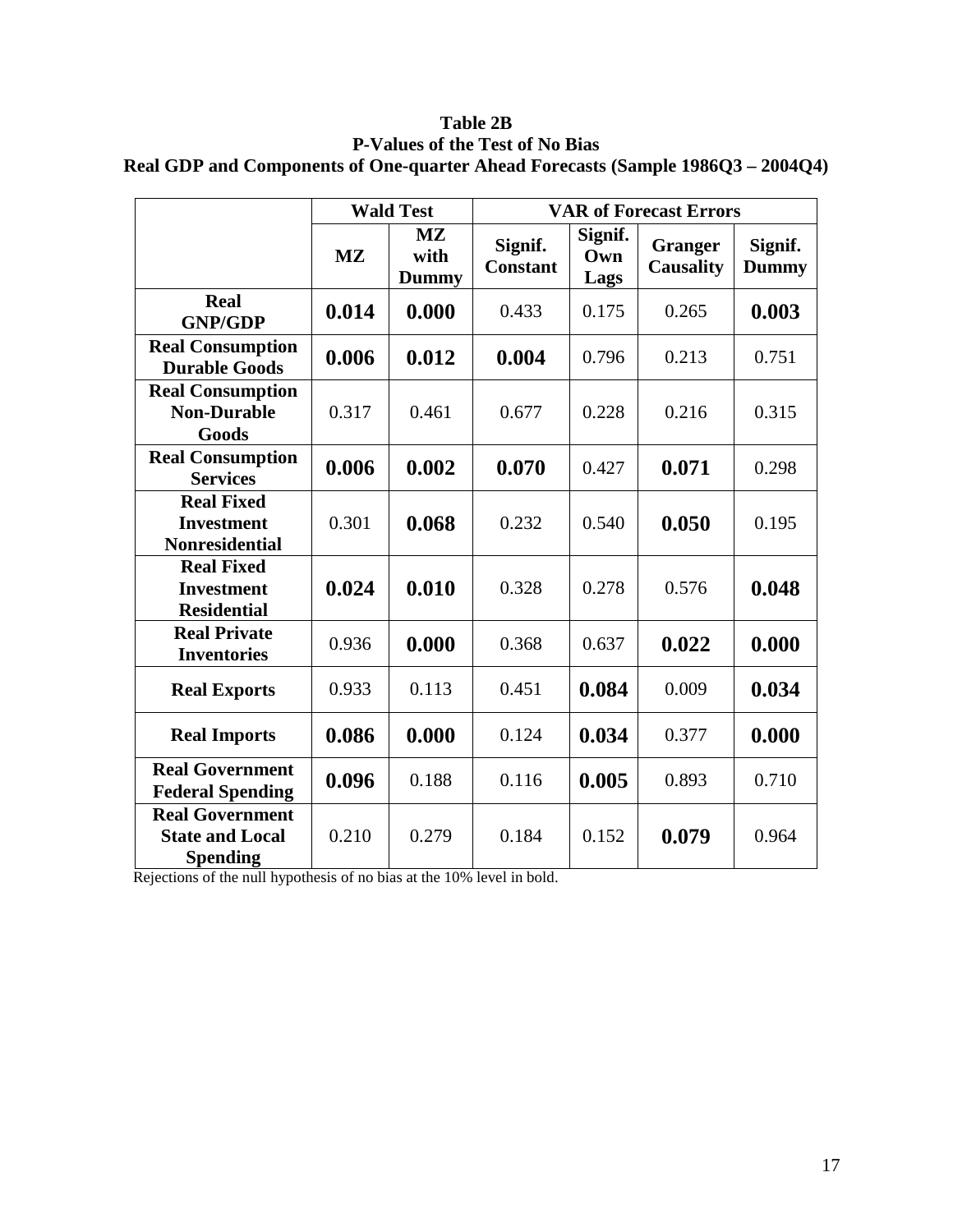**Table 2B**
**P-Values of the Test of No Bias**
**Real GDP and Components of One-quarter Ahead Forecasts (Sample 1986Q3 – 2004Q4)**

| | Wald Test | | VAR of Forecast Errors | | | |
|---|---|---|---|---|---|---|
| | MZ | MZ with Dummy | Signif. Constant | Signif. Own Lags | Granger Causality | Signif. Dummy |
| **Real GNP/GDP** | **0.014** | **0.000** | 0.433 | 0.175 | 0.265 | **0.003** |
| **Real Consumption Durable Goods** | **0.006** | **0.012** | **0.004** | 0.796 | 0.213 | 0.751 |
| **Real Consumption Non-Durable Goods** | 0.317 | 0.461 | 0.677 | 0.228 | 0.216 | 0.315 |
| **Real Consumption Services** | **0.006** | **0.002** | **0.070** | 0.427 | **0.071** | 0.298 |
| **Real Fixed Investment Nonresidential** | 0.301 | **0.068** | 0.232 | 0.540 | **0.050** | 0.195 |
| **Real Fixed Investment Residential** | **0.024** | **0.010** | 0.328 | 0.278 | 0.576 | **0.048** |
| **Real Private Inventories** | 0.936 | **0.000** | 0.368 | 0.637 | **0.022** | **0.000** |
| **Real Exports** | 0.933 | 0.113 | 0.451 | **0.084** | 0.009 | **0.034** |
| **Real Imports** | **0.086** | **0.000** | 0.124 | **0.034** | 0.377 | **0.000** |
| **Real Government Federal Spending** | **0.096** | 0.188 | 0.116 | **0.005** | 0.893 | 0.710 |
| **Real Government State and Local Spending** | 0.210 | 0.279 | 0.184 | 0.152 | **0.079** | 0.964 |

Rejections of the null hypothesis of no bias at the 10% level in bold.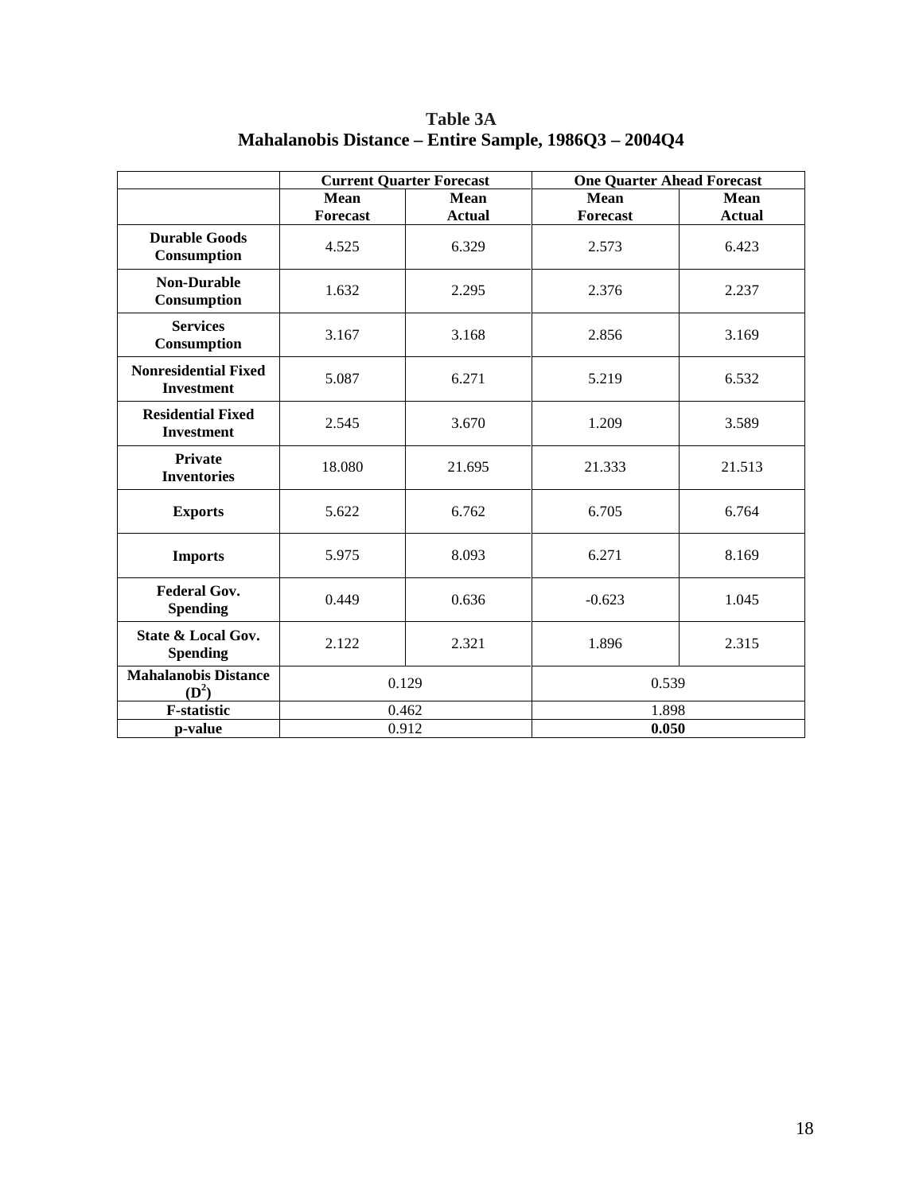**Table 3A**
**Mahalanobis Distance – Entire Sample, 1986Q3 – 2004Q4**

| | Current Quarter Forecast | | One Quarter Ahead Forecast | |
|---|---|---|---|---|
| | **Mean Forecast** | **Mean Actual** | **Mean Forecast** | **Mean Actual** |
| **Durable Goods Consumption** | 4.525 | 6.329 | 2.573 | 6.423 |
| **Non-Durable Consumption** | 1.632 | 2.295 | 2.376 | 2.237 |
| **Services Consumption** | 3.167 | 3.168 | 2.856 | 3.169 |
| **Nonresidential Fixed Investment** | 5.087 | 6.271 | 5.219 | 6.532 |
| **Residential Fixed Investment** | 2.545 | 3.670 | 1.209 | 3.589 |
| **Private Inventories** | 18.080 | 21.695 | 21.333 | 21.513 |
| **Exports** | 5.622 | 6.762 | 6.705 | 6.764 |
| **Imports** | 5.975 | 8.093 | 6.271 | 8.169 |
| **Federal Gov. Spending** | 0.449 | 0.636 | -0.623 | 1.045 |
| **State & Local Gov. Spending** | 2.122 | 2.321 | 1.896 | 2.315 |
| **Mahalanobis Distance ($D^2$)** | 0.129 | | 0.539 | |
| **F-statistic** | 0.462 | | 1.898 | |
| **p-value** | 0.912 | | **0.050** | |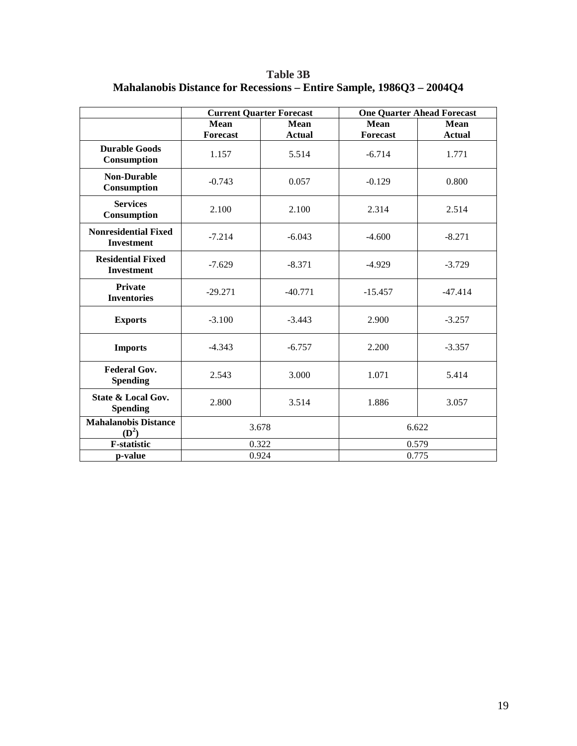**Table 3B**
**Mahalanobis Distance for Recessions – Entire Sample, 1986Q3 – 2004Q4**

| | Current Quarter Forecast | | One Quarter Ahead Forecast | |
|---|---|---|---|---|
| | Mean Forecast | Mean Actual | Mean Forecast | Mean Actual |
| **Durable Goods Consumption** | 1.157 | 5.514 | -6.714 | 1.771 |
| **Non-Durable Consumption** | -0.743 | 0.057 | -0.129 | 0.800 |
| **Services Consumption** | 2.100 | 2.100 | 2.314 | 2.514 |
| **Nonresidential Fixed Investment** | -7.214 | -6.043 | -4.600 | -8.271 |
| **Residential Fixed Investment** | -7.629 | -8.371 | -4.929 | -3.729 |
| **Private Inventories** | -29.271 | -40.771 | -15.457 | -47.414 |
| **Exports** | -3.100 | -3.443 | 2.900 | -3.257 |
| **Imports** | -4.343 | -6.757 | 2.200 | -3.357 |
| **Federal Gov. Spending** | 2.543 | 3.000 | 1.071 | 5.414 |
| **State & Local Gov. Spending** | 2.800 | 3.514 | 1.886 | 3.057 |
| **Mahalanobis Distance ($D^2$)** | 3.678 | | 6.622 | |
| **F-statistic** | 0.322 | | 0.579 | |
| **p-value** | 0.924 | | 0.775 | |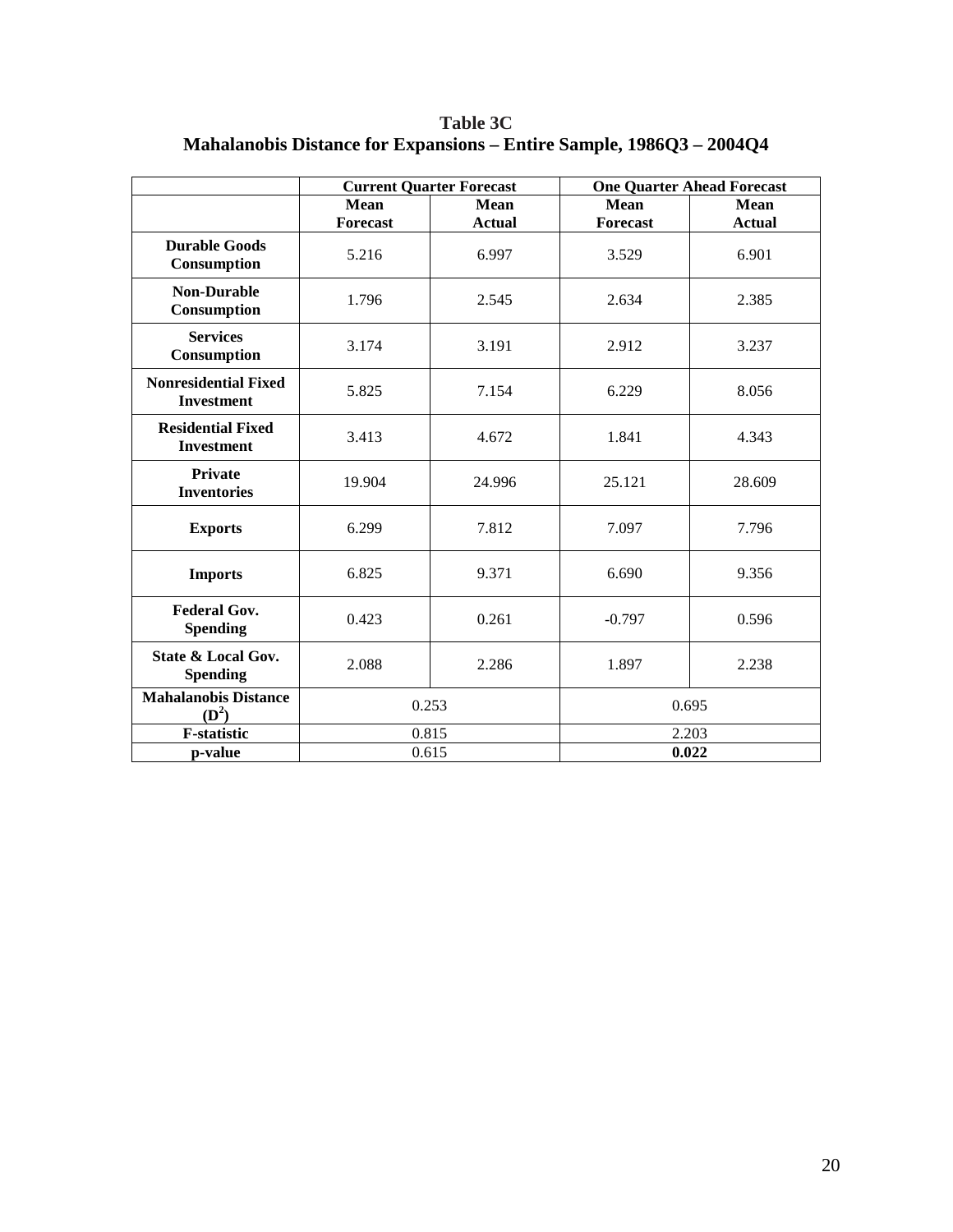**Table 3C**
**Mahalanobis Distance for Expansions – Entire Sample, 1986Q3 – 2004Q4**

| | **Current Quarter Forecast** | | **One Quarter Ahead Forecast** | |
|---|---|---|---|---|
| | **Mean Forecast** | **Mean Actual** | **Mean Forecast** | **Mean Actual** |
| **Durable Goods Consumption** | 5.216 | 6.997 | 3.529 | 6.901 |
| **Non-Durable Consumption** | 1.796 | 2.545 | 2.634 | 2.385 |
| **Services Consumption** | 3.174 | 3.191 | 2.912 | 3.237 |
| **Nonresidential Fixed Investment** | 5.825 | 7.154 | 6.229 | 8.056 |
| **Residential Fixed Investment** | 3.413 | 4.672 | 1.841 | 4.343 |
| **Private Inventories** | 19.904 | 24.996 | 25.121 | 28.609 |
| **Exports** | 6.299 | 7.812 | 7.097 | 7.796 |
| **Imports** | 6.825 | 9.371 | 6.690 | 9.356 |
| **Federal Gov. Spending** | 0.423 | 0.261 | -0.797 | 0.596 |
| **State & Local Gov. Spending** | 2.088 | 2.286 | 1.897 | 2.238 |
| **Mahalanobis Distance ($D^2$)** | 0.253 | | 0.695 | |
| **F-statistic** | 0.815 | | 2.203 | |
| **p-value** | 0.615 | | **0.022** | |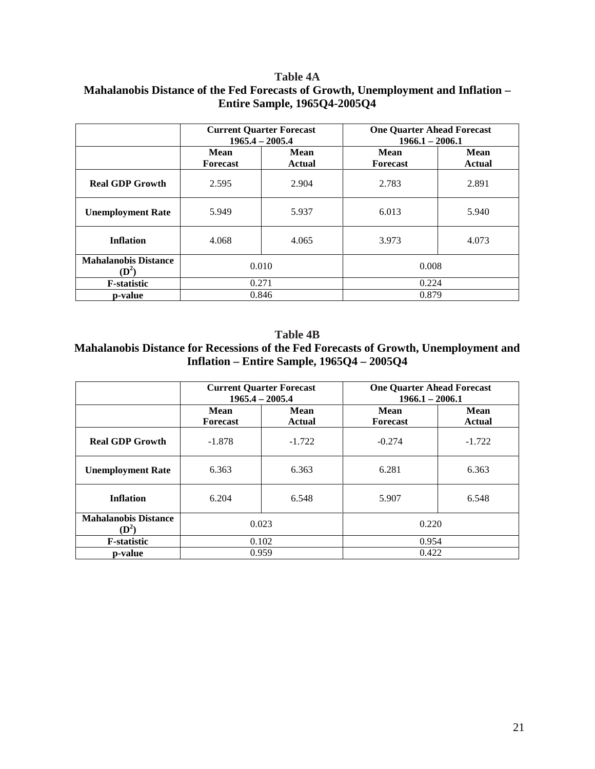**Table 4A**

**Mahalanobis Distance of the Fed Forecasts of Growth, Unemployment and Inflation – Entire Sample, 1965Q4-2005Q4**

| | **Current Quarter Forecast 1965.4 – 2005.4** | | **One Quarter Ahead Forecast 1966.1 – 2006.1** | |
|---|---|---|---|---|
| | **Mean Forecast** | **Mean Actual** | **Mean Forecast** | **Mean Actual** |
| **Real GDP Growth** | 2.595 | 2.904 | 2.783 | 2.891 |
| **Unemployment Rate** | 5.949 | 5.937 | 6.013 | 5.940 |
| **Inflation** | 4.068 | 4.065 | 3.973 | 4.073 |
| **Mahalanobis Distance ($D^2$)** | 0.010 | | 0.008 | |
| **F-statistic** | 0.271 | | 0.224 | |
| **p-value** | 0.846 | | 0.879 | |

**Table 4B**

**Mahalanobis Distance for Recessions of the Fed Forecasts of Growth, Unemployment and Inflation – Entire Sample, 1965Q4 – 2005Q4**

| | **Current Quarter Forecast 1965.4 – 2005.4** | | **One Quarter Ahead Forecast 1966.1 – 2006.1** | |
|---|---|---|---|---|
| | **Mean Forecast** | **Mean Actual** | **Mean Forecast** | **Mean Actual** |
| **Real GDP Growth** | -1.878 | -1.722 | -0.274 | -1.722 |
| **Unemployment Rate** | 6.363 | 6.363 | 6.281 | 6.363 |
| **Inflation** | 6.204 | 6.548 | 5.907 | 6.548 |
| **Mahalanobis Distance ($D^2$)** | 0.023 | | 0.220 | |
| **F-statistic** | 0.102 | | 0.954 | |
| **p-value** | 0.959 | | 0.422 | |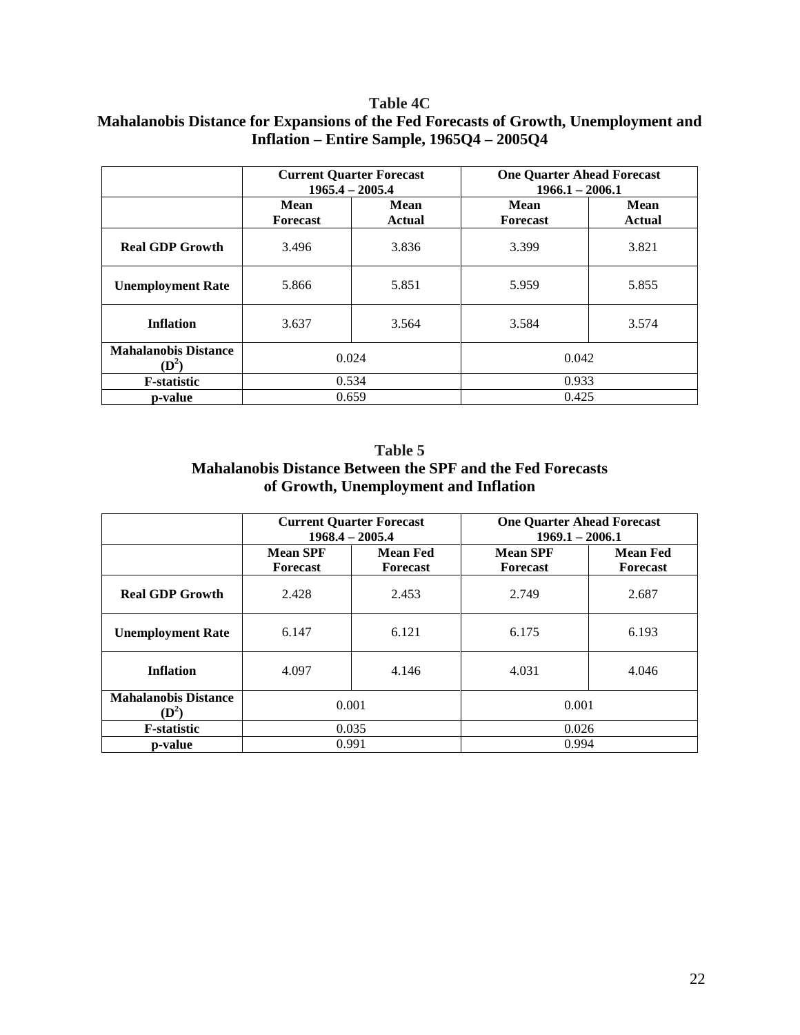**Table 4C**
**Mahalanobis Distance for Expansions of the Fed Forecasts of Growth, Unemployment and Inflation – Entire Sample, 1965Q4 – 2005Q4**

| | Current Quarter Forecast 1965.4 – 2005.4 | | One Quarter Ahead Forecast 1966.1 – 2006.1 | |
|---|---|---|---|---|
| | Mean Forecast | Mean Actual | Mean Forecast | Mean Actual |
| **Real GDP Growth** | 3.496 | 3.836 | 3.399 | 3.821 |
| **Unemployment Rate** | 5.866 | 5.851 | 5.959 | 5.855 |
| **Inflation** | 3.637 | 3.564 | 3.584 | 3.574 |
| **Mahalanobis Distance ($D^2$)** | 0.024 | | 0.042 | |
| **F-statistic** | 0.534 | | 0.933 | |
| **p-value** | 0.659 | | 0.425 | |

**Table 5**
**Mahalanobis Distance Between the SPF and the Fed Forecasts of Growth, Unemployment and Inflation**

| | Current Quarter Forecast 1968.4 – 2005.4 | | One Quarter Ahead Forecast 1969.1 – 2006.1 | |
|---|---|---|---|---|
| | Mean SPF Forecast | Mean Fed Forecast | Mean SPF Forecast | Mean Fed Forecast |
| **Real GDP Growth** | 2.428 | 2.453 | 2.749 | 2.687 |
| **Unemployment Rate** | 6.147 | 6.121 | 6.175 | 6.193 |
| **Inflation** | 4.097 | 4.146 | 4.031 | 4.046 |
| **Mahalanobis Distance ($D^2$)** | 0.001 | | 0.001 | |
| **F-statistic** | 0.035 | | 0.026 | |
| **p-value** | 0.991 | | 0.994 | |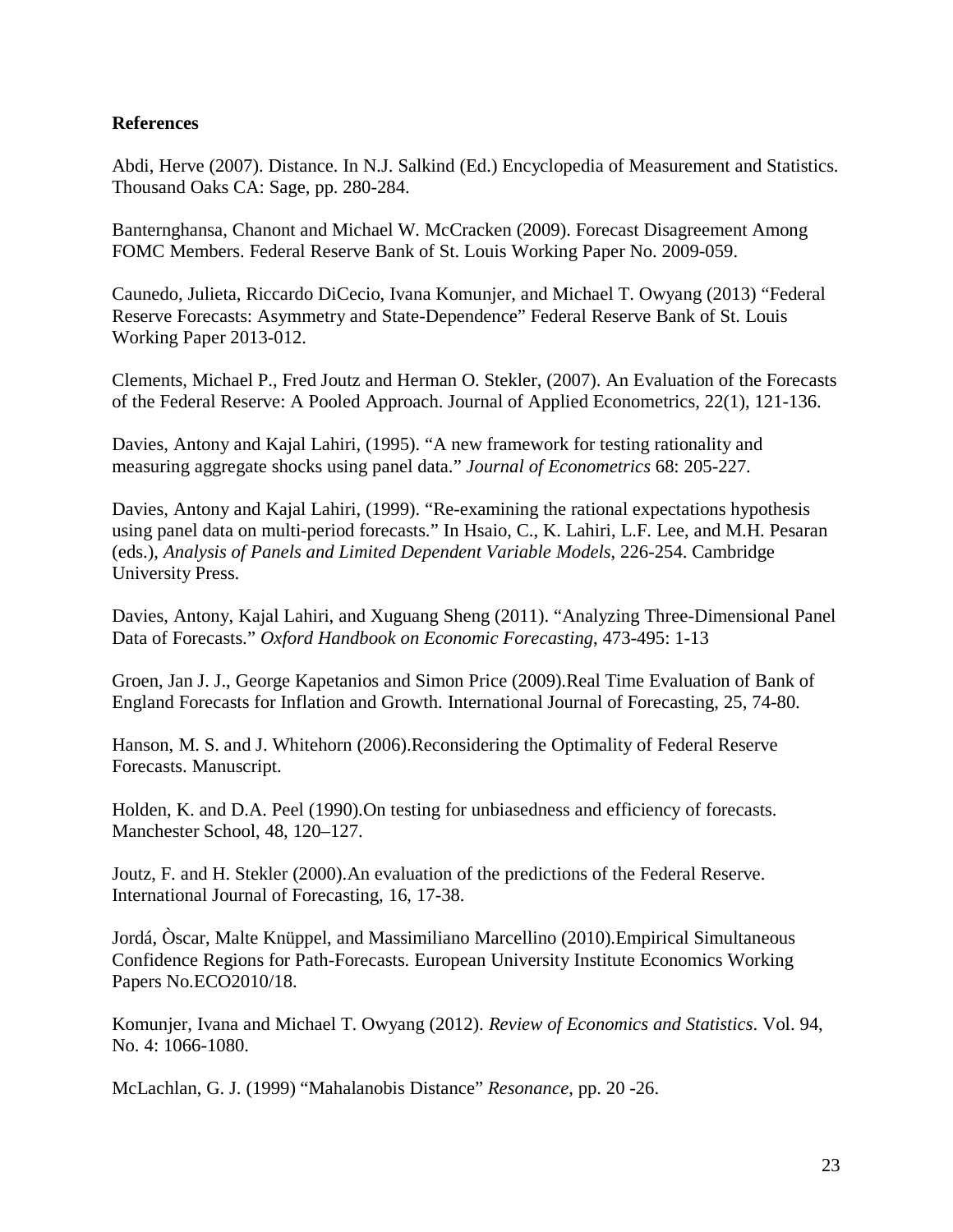**References**

Abdi, Herve (2007). Distance. In N.J. Salkind (Ed.) Encyclopedia of Measurement and Statistics. Thousand Oaks CA: Sage, pp. 280-284.

Banternghansa, Chanont and Michael W. McCracken (2009). Forecast Disagreement Among FOMC Members. Federal Reserve Bank of St. Louis Working Paper No. 2009-059.

Caunedo, Julieta, Riccardo DiCecio, Ivana Komunjer, and Michael T. Owyang (2013) "Federal Reserve Forecasts: Asymmetry and State-Dependence" Federal Reserve Bank of St. Louis Working Paper 2013-012.

Clements, Michael P., Fred Joutz and Herman O. Stekler, (2007). An Evaluation of the Forecasts of the Federal Reserve: A Pooled Approach. Journal of Applied Econometrics, 22(1), 121-136.

Davies, Antony and Kajal Lahiri, (1995). "A new framework for testing rationality and measuring aggregate shocks using panel data." *Journal of Econometrics* 68: 205-227.

Davies, Antony and Kajal Lahiri, (1999). "Re-examining the rational expectations hypothesis using panel data on multi-period forecasts." In Hsaio, C., K. Lahiri, L.F. Lee, and M.H. Pesaran (eds.), *Analysis of Panels and Limited Dependent Variable Models*, 226-254. Cambridge University Press.

Davies, Antony, Kajal Lahiri, and Xuguang Sheng (2011). "Analyzing Three-Dimensional Panel Data of Forecasts." *Oxford Handbook on Economic Forecasting*, 473-495: 1-13

Groen, Jan J. J., George Kapetanios and Simon Price (2009).Real Time Evaluation of Bank of England Forecasts for Inflation and Growth. International Journal of Forecasting, 25, 74-80.

Hanson, M. S. and J. Whitehorn (2006).Reconsidering the Optimality of Federal Reserve Forecasts. Manuscript.

Holden, K. and D.A. Peel (1990).On testing for unbiasedness and efficiency of forecasts. Manchester School, 48, 120–127.

Joutz, F. and H. Stekler (2000).An evaluation of the predictions of the Federal Reserve. International Journal of Forecasting, 16, 17-38.

Jordá, Òscar, Malte Knüppel, and Massimiliano Marcellino (2010).Empirical Simultaneous Confidence Regions for Path-Forecasts. European University Institute Economics Working Papers No.ECO2010/18.

Komunjer, Ivana and Michael T. Owyang (2012). *Review of Economics and Statistics*. Vol. 94, No. 4: 1066-1080.

McLachlan, G. J. (1999) "Mahalanobis Distance" *Resonance*, pp. 20 -26.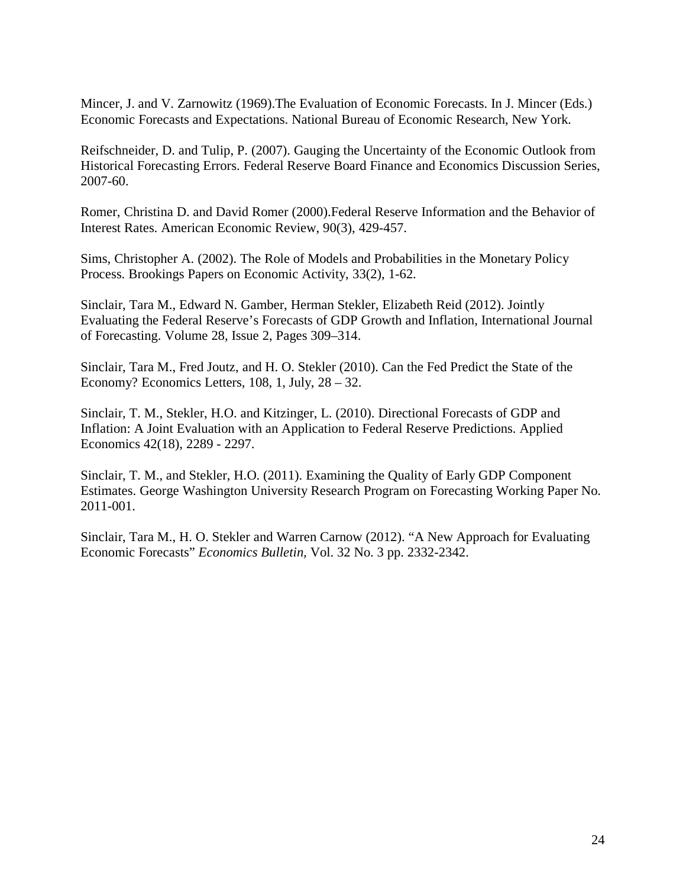Mincer, J. and V. Zarnowitz (1969).The Evaluation of Economic Forecasts. In J. Mincer (Eds.) Economic Forecasts and Expectations. National Bureau of Economic Research, New York.

Reifschneider, D. and Tulip, P. (2007). Gauging the Uncertainty of the Economic Outlook from Historical Forecasting Errors. Federal Reserve Board Finance and Economics Discussion Series, 2007-60.

Romer, Christina D. and David Romer (2000).Federal Reserve Information and the Behavior of Interest Rates. American Economic Review, 90(3), 429-457.

Sims, Christopher A. (2002). The Role of Models and Probabilities in the Monetary Policy Process. Brookings Papers on Economic Activity, 33(2), 1-62.

Sinclair, Tara M., Edward N. Gamber, Herman Stekler, Elizabeth Reid (2012). Jointly Evaluating the Federal Reserve's Forecasts of GDP Growth and Inflation, International Journal of Forecasting. Volume 28, Issue 2, Pages 309–314.

Sinclair, Tara M., Fred Joutz, and H. O. Stekler (2010). Can the Fed Predict the State of the Economy? Economics Letters, 108, 1, July, 28 – 32.

Sinclair, T. M., Stekler, H.O. and Kitzinger, L. (2010). Directional Forecasts of GDP and Inflation: A Joint Evaluation with an Application to Federal Reserve Predictions. Applied Economics 42(18), 2289 - 2297.

Sinclair, T. M., and Stekler, H.O. (2011). Examining the Quality of Early GDP Component Estimates. George Washington University Research Program on Forecasting Working Paper No. 2011-001.

Sinclair, Tara M., H. O. Stekler and Warren Carnow (2012). "A New Approach for Evaluating Economic Forecasts" *Economics Bulletin*, Vol. 32 No. 3 pp. 2332-2342.